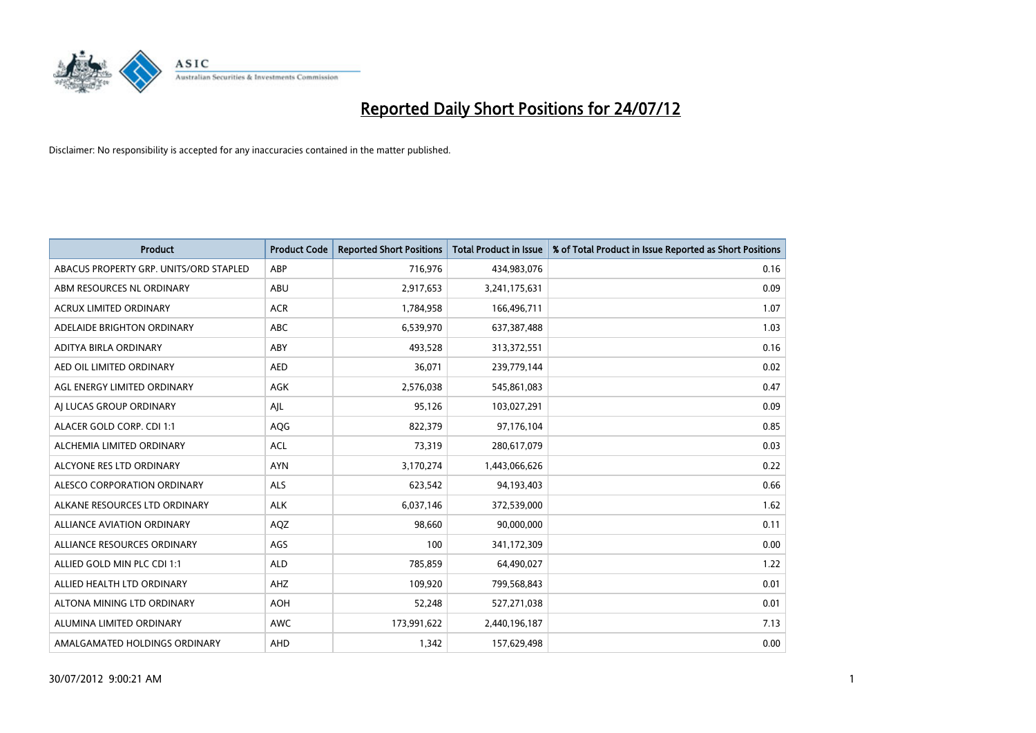# Reported Daily Short Positions for 24/07/12

Disclaimer: No responsibility is accepted for any inaccuracies contained in the matter published.

| Product | Product Code | Reported Short Positions | Total Product in Issue | % of Total Product in Issue Reported as Short Positions |
|---|---|---|---|---|
| ABACUS PROPERTY GRP. UNITS/ORD STAPLED | ABP | 716,976 | 434,983,076 | 0.16 |
| ABM RESOURCES NL ORDINARY | ABU | 2,917,653 | 3,241,175,631 | 0.09 |
| ACRUX LIMITED ORDINARY | ACR | 1,784,958 | 166,496,711 | 1.07 |
| ADELAIDE BRIGHTON ORDINARY | ABC | 6,539,970 | 637,387,488 | 1.03 |
| ADITYA BIRLA ORDINARY | ABY | 493,528 | 313,372,551 | 0.16 |
| AED OIL LIMITED ORDINARY | AED | 36,071 | 239,779,144 | 0.02 |
| AGL ENERGY LIMITED ORDINARY | AGK | 2,576,038 | 545,861,083 | 0.47 |
| AJ LUCAS GROUP ORDINARY | AJL | 95,126 | 103,027,291 | 0.09 |
| ALACER GOLD CORP. CDI 1:1 | AQG | 822,379 | 97,176,104 | 0.85 |
| ALCHEMIA LIMITED ORDINARY | ACL | 73,319 | 280,617,079 | 0.03 |
| ALCYONE RES LTD ORDINARY | AYN | 3,170,274 | 1,443,066,626 | 0.22 |
| ALESCO CORPORATION ORDINARY | ALS | 623,542 | 94,193,403 | 0.66 |
| ALKANE RESOURCES LTD ORDINARY | ALK | 6,037,146 | 372,539,000 | 1.62 |
| ALLIANCE AVIATION ORDINARY | AQZ | 98,660 | 90,000,000 | 0.11 |
| ALLIANCE RESOURCES ORDINARY | AGS | 100 | 341,172,309 | 0.00 |
| ALLIED GOLD MIN PLC CDI 1:1 | ALD | 785,859 | 64,490,027 | 1.22 |
| ALLIED HEALTH LTD ORDINARY | AHZ | 109,920 | 799,568,843 | 0.01 |
| ALTONA MINING LTD ORDINARY | AOH | 52,248 | 527,271,038 | 0.01 |
| ALUMINA LIMITED ORDINARY | AWC | 173,991,622 | 2,440,196,187 | 7.13 |
| AMALGAMATED HOLDINGS ORDINARY | AHD | 1,342 | 157,629,498 | 0.00 |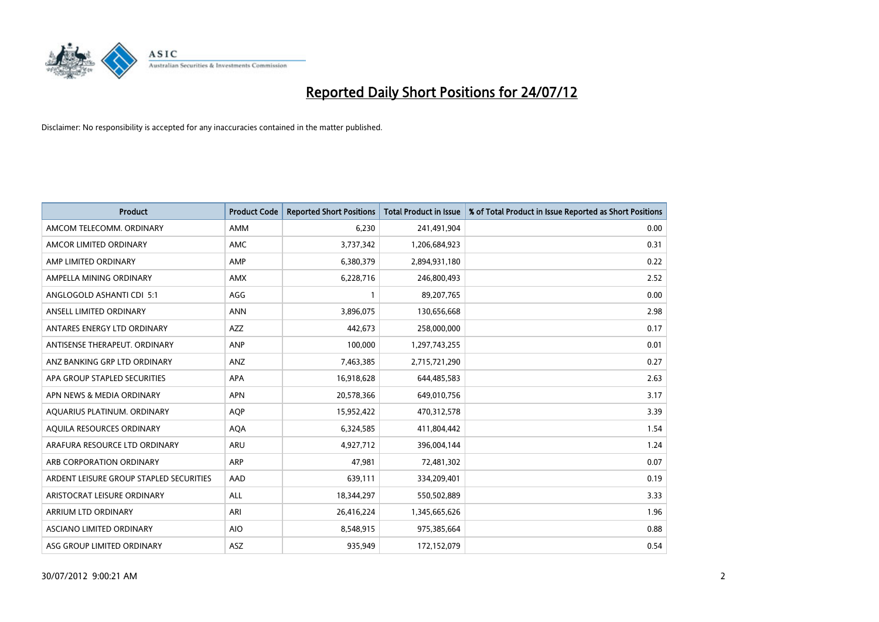# Reported Daily Short Positions for 24/07/12

Disclaimer: No responsibility is accepted for any inaccuracies contained in the matter published.

| Product | Product Code | Reported Short Positions | Total Product in Issue | % of Total Product in Issue Reported as Short Positions |
|---|---|---|---|---|
| AMCOM TELECOMM. ORDINARY | AMM | 6,230 | 241,491,904 | 0.00 |
| AMCOR LIMITED ORDINARY | AMC | 3,737,342 | 1,206,684,923 | 0.31 |
| AMP LIMITED ORDINARY | AMP | 6,380,379 | 2,894,931,180 | 0.22 |
| AMPELLA MINING ORDINARY | AMX | 6,228,716 | 246,800,493 | 2.52 |
| ANGLOGOLD ASHANTI CDI 5:1 | AGG | 1 | 89,207,765 | 0.00 |
| ANSELL LIMITED ORDINARY | ANN | 3,896,075 | 130,656,668 | 2.98 |
| ANTARES ENERGY LTD ORDINARY | AZZ | 442,673 | 258,000,000 | 0.17 |
| ANTISENSE THERAPEUT. ORDINARY | ANP | 100,000 | 1,297,743,255 | 0.01 |
| ANZ BANKING GRP LTD ORDINARY | ANZ | 7,463,385 | 2,715,721,290 | 0.27 |
| APA GROUP STAPLED SECURITIES | APA | 16,918,628 | 644,485,583 | 2.63 |
| APN NEWS & MEDIA ORDINARY | APN | 20,578,366 | 649,010,756 | 3.17 |
| AQUARIUS PLATINUM. ORDINARY | AQP | 15,952,422 | 470,312,578 | 3.39 |
| AQUILA RESOURCES ORDINARY | AQA | 6,324,585 | 411,804,442 | 1.54 |
| ARAFURA RESOURCE LTD ORDINARY | ARU | 4,927,712 | 396,004,144 | 1.24 |
| ARB CORPORATION ORDINARY | ARP | 47,981 | 72,481,302 | 0.07 |
| ARDENT LEISURE GROUP STAPLED SECURITIES | AAD | 639,111 | 334,209,401 | 0.19 |
| ARISTOCRAT LEISURE ORDINARY | ALL | 18,344,297 | 550,502,889 | 3.33 |
| ARRIUM LTD ORDINARY | ARI | 26,416,224 | 1,345,665,626 | 1.96 |
| ASCIANO LIMITED ORDINARY | AIO | 8,548,915 | 975,385,664 | 0.88 |
| ASG GROUP LIMITED ORDINARY | ASZ | 935,949 | 172,152,079 | 0.54 |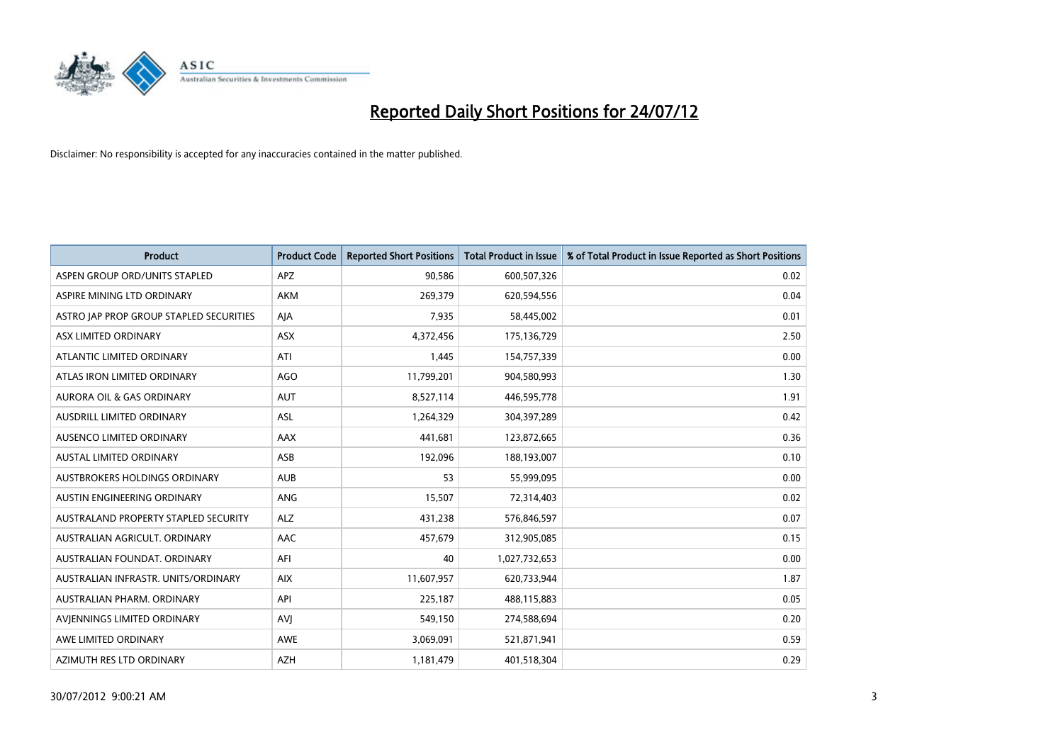# Reported Daily Short Positions for 24/07/12

Disclaimer: No responsibility is accepted for any inaccuracies contained in the matter published.

| Product | Product Code | Reported Short Positions | Total Product in Issue | % of Total Product in Issue Reported as Short Positions |
|---|---|---|---|---|
| ASPEN GROUP ORD/UNITS STAPLED | APZ | 90,586 | 600,507,326 | 0.02 |
| ASPIRE MINING LTD ORDINARY | AKM | 269,379 | 620,594,556 | 0.04 |
| ASTRO JAP PROP GROUP STAPLED SECURITIES | AJA | 7,935 | 58,445,002 | 0.01 |
| ASX LIMITED ORDINARY | ASX | 4,372,456 | 175,136,729 | 2.50 |
| ATLANTIC LIMITED ORDINARY | ATI | 1,445 | 154,757,339 | 0.00 |
| ATLAS IRON LIMITED ORDINARY | AGO | 11,799,201 | 904,580,993 | 1.30 |
| AURORA OIL & GAS ORDINARY | AUT | 8,527,114 | 446,595,778 | 1.91 |
| AUSDRILL LIMITED ORDINARY | ASL | 1,264,329 | 304,397,289 | 0.42 |
| AUSENCO LIMITED ORDINARY | AAX | 441,681 | 123,872,665 | 0.36 |
| AUSTAL LIMITED ORDINARY | ASB | 192,096 | 188,193,007 | 0.10 |
| AUSTBROKERS HOLDINGS ORDINARY | AUB | 53 | 55,999,095 | 0.00 |
| AUSTIN ENGINEERING ORDINARY | ANG | 15,507 | 72,314,403 | 0.02 |
| AUSTRALAND PROPERTY STAPLED SECURITY | ALZ | 431,238 | 576,846,597 | 0.07 |
| AUSTRALIAN AGRICULT. ORDINARY | AAC | 457,679 | 312,905,085 | 0.15 |
| AUSTRALIAN FOUNDAT. ORDINARY | AFI | 40 | 1,027,732,653 | 0.00 |
| AUSTRALIAN INFRASTR. UNITS/ORDINARY | AIX | 11,607,957 | 620,733,944 | 1.87 |
| AUSTRALIAN PHARM. ORDINARY | API | 225,187 | 488,115,883 | 0.05 |
| AVJENNINGS LIMITED ORDINARY | AVJ | 549,150 | 274,588,694 | 0.20 |
| AWE LIMITED ORDINARY | AWE | 3,069,091 | 521,871,941 | 0.59 |
| AZIMUTH RES LTD ORDINARY | AZH | 1,181,479 | 401,518,304 | 0.29 |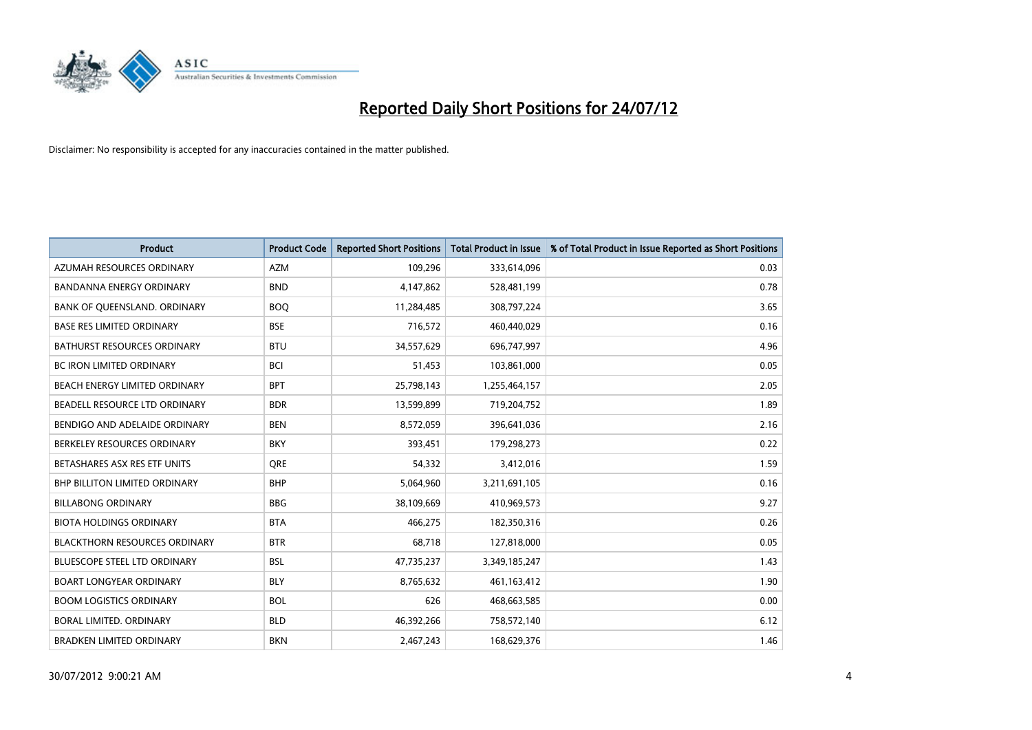# Reported Daily Short Positions for 24/07/12

Disclaimer: No responsibility is accepted for any inaccuracies contained in the matter published.

| Product | Product Code | Reported Short Positions | Total Product in Issue | % of Total Product in Issue Reported as Short Positions |
|---|---|---|---|---|
| AZUMAH RESOURCES ORDINARY | AZM | 109,296 | 333,614,096 | 0.03 |
| BANDANNA ENERGY ORDINARY | BND | 4,147,862 | 528,481,199 | 0.78 |
| BANK OF QUEENSLAND. ORDINARY | BOQ | 11,284,485 | 308,797,224 | 3.65 |
| BASE RES LIMITED ORDINARY | BSE | 716,572 | 460,440,029 | 0.16 |
| BATHURST RESOURCES ORDINARY | BTU | 34,557,629 | 696,747,997 | 4.96 |
| BC IRON LIMITED ORDINARY | BCI | 51,453 | 103,861,000 | 0.05 |
| BEACH ENERGY LIMITED ORDINARY | BPT | 25,798,143 | 1,255,464,157 | 2.05 |
| BEADELL RESOURCE LTD ORDINARY | BDR | 13,599,899 | 719,204,752 | 1.89 |
| BENDIGO AND ADELAIDE ORDINARY | BEN | 8,572,059 | 396,641,036 | 2.16 |
| BERKELEY RESOURCES ORDINARY | BKY | 393,451 | 179,298,273 | 0.22 |
| BETASHARES ASX RES ETF UNITS | QRE | 54,332 | 3,412,016 | 1.59 |
| BHP BILLITON LIMITED ORDINARY | BHP | 5,064,960 | 3,211,691,105 | 0.16 |
| BILLABONG ORDINARY | BBG | 38,109,669 | 410,969,573 | 9.27 |
| BIOTA HOLDINGS ORDINARY | BTA | 466,275 | 182,350,316 | 0.26 |
| BLACKTHORN RESOURCES ORDINARY | BTR | 68,718 | 127,818,000 | 0.05 |
| BLUESCOPE STEEL LTD ORDINARY | BSL | 47,735,237 | 3,349,185,247 | 1.43 |
| BOART LONGYEAR ORDINARY | BLY | 8,765,632 | 461,163,412 | 1.90 |
| BOOM LOGISTICS ORDINARY | BOL | 626 | 468,663,585 | 0.00 |
| BORAL LIMITED. ORDINARY | BLD | 46,392,266 | 758,572,140 | 6.12 |
| BRADKEN LIMITED ORDINARY | BKN | 2,467,243 | 168,629,376 | 1.46 |

30/07/2012 9:00:21 AM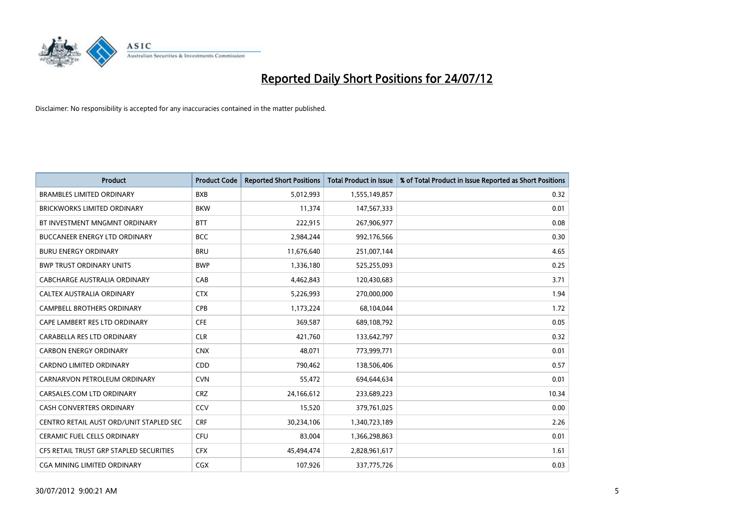# Reported Daily Short Positions for 24/07/12

Disclaimer: No responsibility is accepted for any inaccuracies contained in the matter published.

| Product | Product Code | Reported Short Positions | Total Product in Issue | % of Total Product in Issue Reported as Short Positions |
|---|---|---|---|---|
| BRAMBLES LIMITED ORDINARY | BXB | 5,012,993 | 1,555,149,857 | 0.32 |
| BRICKWORKS LIMITED ORDINARY | BKW | 11,374 | 147,567,333 | 0.01 |
| BT INVESTMENT MNGMNT ORDINARY | BTT | 222,915 | 267,906,977 | 0.08 |
| BUCCANEER ENERGY LTD ORDINARY | BCC | 2,984,244 | 992,176,566 | 0.30 |
| BURU ENERGY ORDINARY | BRU | 11,676,640 | 251,007,144 | 4.65 |
| BWP TRUST ORDINARY UNITS | BWP | 1,336,180 | 525,255,093 | 0.25 |
| CABCHARGE AUSTRALIA ORDINARY | CAB | 4,462,843 | 120,430,683 | 3.71 |
| CALTEX AUSTRALIA ORDINARY | CTX | 5,226,993 | 270,000,000 | 1.94 |
| CAMPBELL BROTHERS ORDINARY | CPB | 1,173,224 | 68,104,044 | 1.72 |
| CAPE LAMBERT RES LTD ORDINARY | CFE | 369,587 | 689,108,792 | 0.05 |
| CARABELLA RES LTD ORDINARY | CLR | 421,760 | 133,642,797 | 0.32 |
| CARBON ENERGY ORDINARY | CNX | 48,071 | 773,999,771 | 0.01 |
| CARDNO LIMITED ORDINARY | CDD | 790,462 | 138,506,406 | 0.57 |
| CARNARVON PETROLEUM ORDINARY | CVN | 55,472 | 694,644,634 | 0.01 |
| CARSALES.COM LTD ORDINARY | CRZ | 24,166,612 | 233,689,223 | 10.34 |
| CASH CONVERTERS ORDINARY | CCV | 15,520 | 379,761,025 | 0.00 |
| CENTRO RETAIL AUST ORD/UNIT STAPLED SEC | CRF | 30,234,106 | 1,340,723,189 | 2.26 |
| CERAMIC FUEL CELLS ORDINARY | CFU | 83,004 | 1,366,298,863 | 0.01 |
| CFS RETAIL TRUST GRP STAPLED SECURITIES | CFX | 45,494,474 | 2,828,961,617 | 1.61 |
| CGA MINING LIMITED ORDINARY | CGX | 107,926 | 337,775,726 | 0.03 |

30/07/2012 9:00:21 AM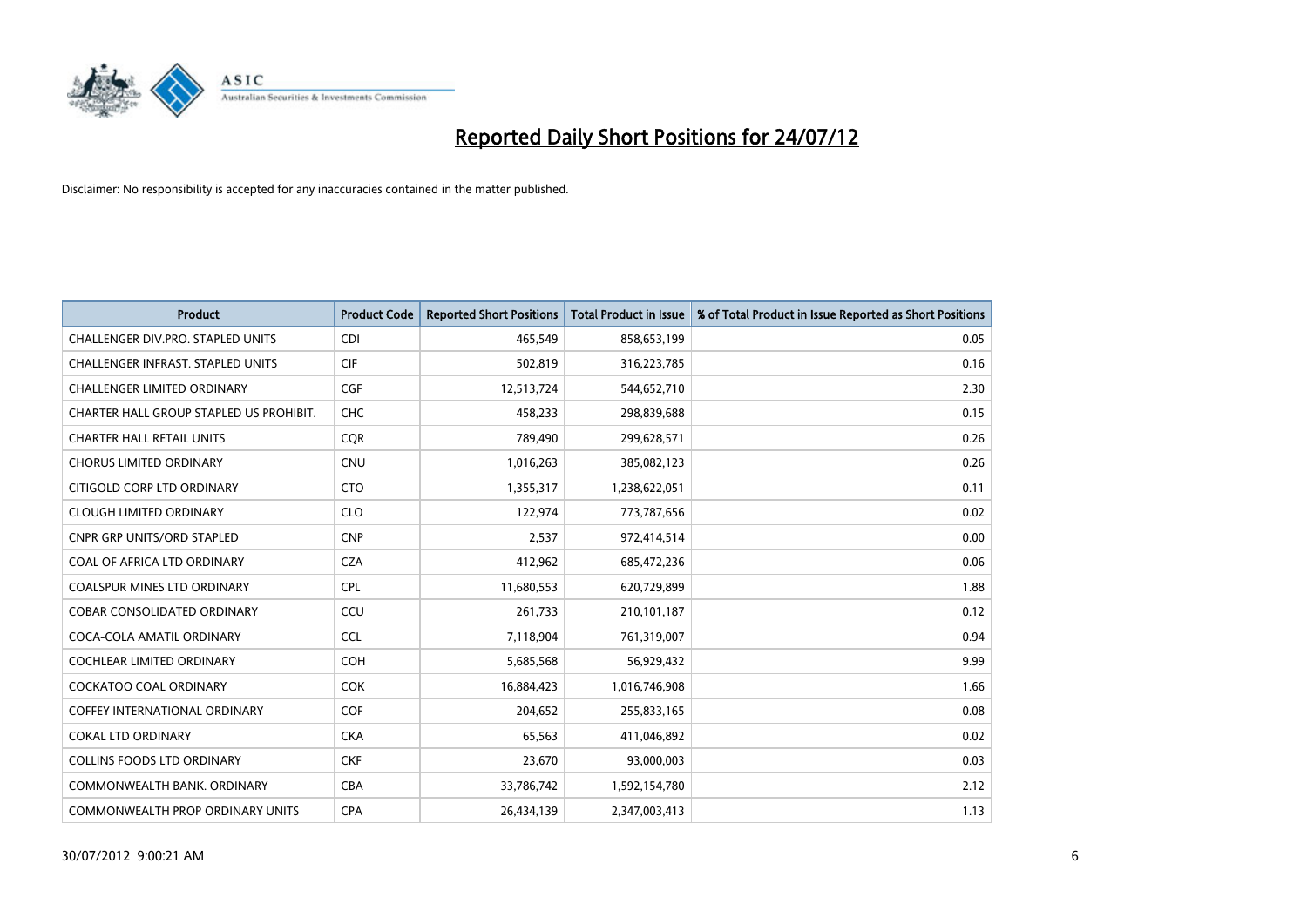# Reported Daily Short Positions for 24/07/12

Disclaimer: No responsibility is accepted for any inaccuracies contained in the matter published.

| Product | Product Code | Reported Short Positions | Total Product in Issue | % of Total Product in Issue Reported as Short Positions |
|---|---|---|---|---|
| CHALLENGER DIV.PRO. STAPLED UNITS | CDI | 465,549 | 858,653,199 | 0.05 |
| CHALLENGER INFRAST. STAPLED UNITS | CIF | 502,819 | 316,223,785 | 0.16 |
| CHALLENGER LIMITED ORDINARY | CGF | 12,513,724 | 544,652,710 | 2.30 |
| CHARTER HALL GROUP STAPLED US PROHIBIT. | CHC | 458,233 | 298,839,688 | 0.15 |
| CHARTER HALL RETAIL UNITS | CQR | 789,490 | 299,628,571 | 0.26 |
| CHORUS LIMITED ORDINARY | CNU | 1,016,263 | 385,082,123 | 0.26 |
| CITIGOLD CORP LTD ORDINARY | CTO | 1,355,317 | 1,238,622,051 | 0.11 |
| CLOUGH LIMITED ORDINARY | CLO | 122,974 | 773,787,656 | 0.02 |
| CNPR GRP UNITS/ORD STAPLED | CNP | 2,537 | 972,414,514 | 0.00 |
| COAL OF AFRICA LTD ORDINARY | CZA | 412,962 | 685,472,236 | 0.06 |
| COALSPUR MINES LTD ORDINARY | CPL | 11,680,553 | 620,729,899 | 1.88 |
| COBAR CONSOLIDATED ORDINARY | CCU | 261,733 | 210,101,187 | 0.12 |
| COCA-COLA AMATIL ORDINARY | CCL | 7,118,904 | 761,319,007 | 0.94 |
| COCHLEAR LIMITED ORDINARY | COH | 5,685,568 | 56,929,432 | 9.99 |
| COCKATOO COAL ORDINARY | COK | 16,884,423 | 1,016,746,908 | 1.66 |
| COFFEY INTERNATIONAL ORDINARY | COF | 204,652 | 255,833,165 | 0.08 |
| COKAL LTD ORDINARY | CKA | 65,563 | 411,046,892 | 0.02 |
| COLLINS FOODS LTD ORDINARY | CKF | 23,670 | 93,000,003 | 0.03 |
| COMMONWEALTH BANK. ORDINARY | CBA | 33,786,742 | 1,592,154,780 | 2.12 |
| COMMONWEALTH PROP ORDINARY UNITS | CPA | 26,434,139 | 2,347,003,413 | 1.13 |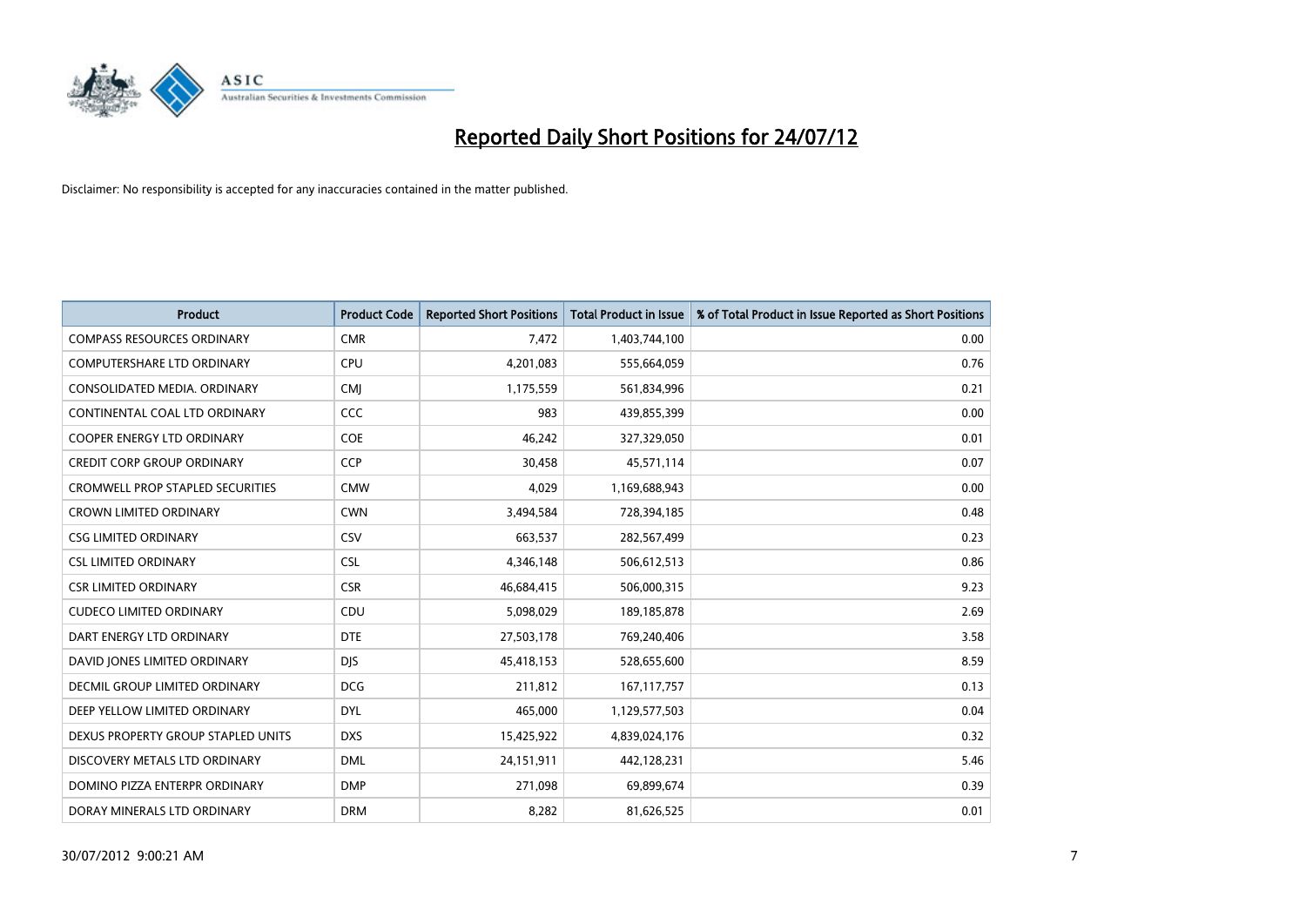# Reported Daily Short Positions for 24/07/12

Disclaimer: No responsibility is accepted for any inaccuracies contained in the matter published.

| Product | Product Code | Reported Short Positions | Total Product in Issue | % of Total Product in Issue Reported as Short Positions |
|---|---|---|---|---|
| COMPASS RESOURCES ORDINARY | CMR | 7,472 | 1,403,744,100 | 0.00 |
| COMPUTERSHARE LTD ORDINARY | CPU | 4,201,083 | 555,664,059 | 0.76 |
| CONSOLIDATED MEDIA. ORDINARY | CMJ | 1,175,559 | 561,834,996 | 0.21 |
| CONTINENTAL COAL LTD ORDINARY | CCC | 983 | 439,855,399 | 0.00 |
| COOPER ENERGY LTD ORDINARY | COE | 46,242 | 327,329,050 | 0.01 |
| CREDIT CORP GROUP ORDINARY | CCP | 30,458 | 45,571,114 | 0.07 |
| CROMWELL PROP STAPLED SECURITIES | CMW | 4,029 | 1,169,688,943 | 0.00 |
| CROWN LIMITED ORDINARY | CWN | 3,494,584 | 728,394,185 | 0.48 |
| CSG LIMITED ORDINARY | CSV | 663,537 | 282,567,499 | 0.23 |
| CSL LIMITED ORDINARY | CSL | 4,346,148 | 506,612,513 | 0.86 |
| CSR LIMITED ORDINARY | CSR | 46,684,415 | 506,000,315 | 9.23 |
| CUDECO LIMITED ORDINARY | CDU | 5,098,029 | 189,185,878 | 2.69 |
| DART ENERGY LTD ORDINARY | DTE | 27,503,178 | 769,240,406 | 3.58 |
| DAVID JONES LIMITED ORDINARY | DJS | 45,418,153 | 528,655,600 | 8.59 |
| DECMIL GROUP LIMITED ORDINARY | DCG | 211,812 | 167,117,757 | 0.13 |
| DEEP YELLOW LIMITED ORDINARY | DYL | 465,000 | 1,129,577,503 | 0.04 |
| DEXUS PROPERTY GROUP STAPLED UNITS | DXS | 15,425,922 | 4,839,024,176 | 0.32 |
| DISCOVERY METALS LTD ORDINARY | DML | 24,151,911 | 442,128,231 | 5.46 |
| DOMINO PIZZA ENTERPR ORDINARY | DMP | 271,098 | 69,899,674 | 0.39 |
| DORAY MINERALS LTD ORDINARY | DRM | 8,282 | 81,626,525 | 0.01 |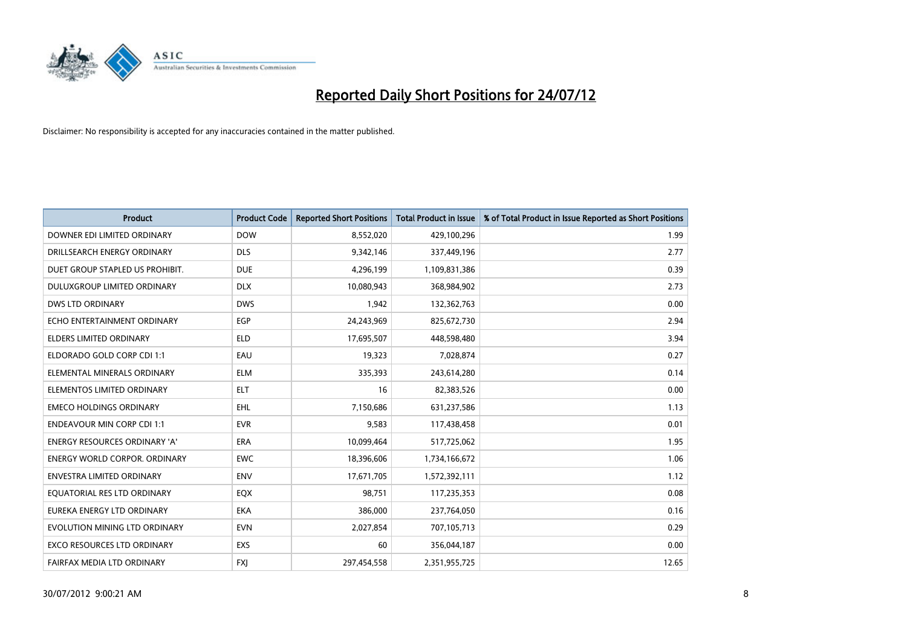# Reported Daily Short Positions for 24/07/12

Disclaimer: No responsibility is accepted for any inaccuracies contained in the matter published.

| Product | Product Code | Reported Short Positions | Total Product in Issue | % of Total Product in Issue Reported as Short Positions |
|---|---|---|---|---|
| DOWNER EDI LIMITED ORDINARY | DOW | 8,552,020 | 429,100,296 | 1.99 |
| DRILLSEARCH ENERGY ORDINARY | DLS | 9,342,146 | 337,449,196 | 2.77 |
| DUET GROUP STAPLED US PROHIBIT. | DUE | 4,296,199 | 1,109,831,386 | 0.39 |
| DULUXGROUP LIMITED ORDINARY | DLX | 10,080,943 | 368,984,902 | 2.73 |
| DWS LTD ORDINARY | DWS | 1,942 | 132,362,763 | 0.00 |
| ECHO ENTERTAINMENT ORDINARY | EGP | 24,243,969 | 825,672,730 | 2.94 |
| ELDERS LIMITED ORDINARY | ELD | 17,695,507 | 448,598,480 | 3.94 |
| ELDORADO GOLD CORP CDI 1:1 | EAU | 19,323 | 7,028,874 | 0.27 |
| ELEMENTAL MINERALS ORDINARY | ELM | 335,393 | 243,614,280 | 0.14 |
| ELEMENTOS LIMITED ORDINARY | ELT | 16 | 82,383,526 | 0.00 |
| EMECO HOLDINGS ORDINARY | EHL | 7,150,686 | 631,237,586 | 1.13 |
| ENDEAVOUR MIN CORP CDI 1:1 | EVR | 9,583 | 117,438,458 | 0.01 |
| ENERGY RESOURCES ORDINARY 'A' | ERA | 10,099,464 | 517,725,062 | 1.95 |
| ENERGY WORLD CORPOR. ORDINARY | EWC | 18,396,606 | 1,734,166,672 | 1.06 |
| ENVESTRA LIMITED ORDINARY | ENV | 17,671,705 | 1,572,392,111 | 1.12 |
| EQUATORIAL RES LTD ORDINARY | EQX | 98,751 | 117,235,353 | 0.08 |
| EUREKA ENERGY LTD ORDINARY | EKA | 386,000 | 237,764,050 | 0.16 |
| EVOLUTION MINING LTD ORDINARY | EVN | 2,027,854 | 707,105,713 | 0.29 |
| EXCO RESOURCES LTD ORDINARY | EXS | 60 | 356,044,187 | 0.00 |
| FAIRFAX MEDIA LTD ORDINARY | FXJ | 297,454,558 | 2,351,955,725 | 12.65 |

30/07/2012 9:00:21 AM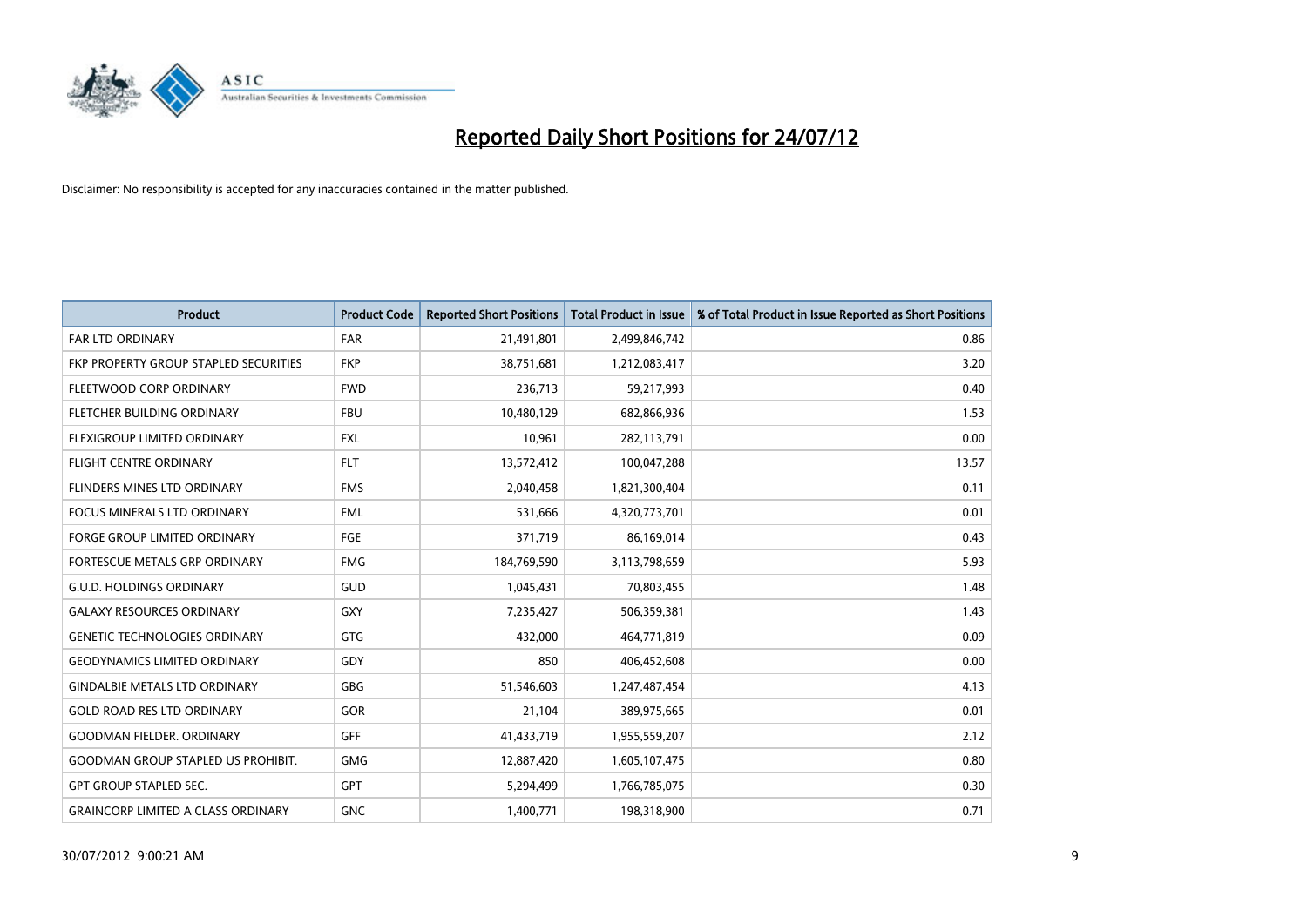# Reported Daily Short Positions for 24/07/12

Disclaimer: No responsibility is accepted for any inaccuracies contained in the matter published.

| Product | Product Code | Reported Short Positions | Total Product in Issue | % of Total Product in Issue Reported as Short Positions |
|---|---|---|---|---|
| FAR LTD ORDINARY | FAR | 21,491,801 | 2,499,846,742 | 0.86 |
| FKP PROPERTY GROUP STAPLED SECURITIES | FKP | 38,751,681 | 1,212,083,417 | 3.20 |
| FLEETWOOD CORP ORDINARY | FWD | 236,713 | 59,217,993 | 0.40 |
| FLETCHER BUILDING ORDINARY | FBU | 10,480,129 | 682,866,936 | 1.53 |
| FLEXIGROUP LIMITED ORDINARY | FXL | 10,961 | 282,113,791 | 0.00 |
| FLIGHT CENTRE ORDINARY | FLT | 13,572,412 | 100,047,288 | 13.57 |
| FLINDERS MINES LTD ORDINARY | FMS | 2,040,458 | 1,821,300,404 | 0.11 |
| FOCUS MINERALS LTD ORDINARY | FML | 531,666 | 4,320,773,701 | 0.01 |
| FORGE GROUP LIMITED ORDINARY | FGE | 371,719 | 86,169,014 | 0.43 |
| FORTESCUE METALS GRP ORDINARY | FMG | 184,769,590 | 3,113,798,659 | 5.93 |
| G.U.D. HOLDINGS ORDINARY | GUD | 1,045,431 | 70,803,455 | 1.48 |
| GALAXY RESOURCES ORDINARY | GXY | 7,235,427 | 506,359,381 | 1.43 |
| GENETIC TECHNOLOGIES ORDINARY | GTG | 432,000 | 464,771,819 | 0.09 |
| GEODYNAMICS LIMITED ORDINARY | GDY | 850 | 406,452,608 | 0.00 |
| GINDALBIE METALS LTD ORDINARY | GBG | 51,546,603 | 1,247,487,454 | 4.13 |
| GOLD ROAD RES LTD ORDINARY | GOR | 21,104 | 389,975,665 | 0.01 |
| GOODMAN FIELDER. ORDINARY | GFF | 41,433,719 | 1,955,559,207 | 2.12 |
| GOODMAN GROUP STAPLED US PROHIBIT. | GMG | 12,887,420 | 1,605,107,475 | 0.80 |
| GPT GROUP STAPLED SEC. | GPT | 5,294,499 | 1,766,785,075 | 0.30 |
| GRAINCORP LIMITED A CLASS ORDINARY | GNC | 1,400,771 | 198,318,900 | 0.71 |

30/07/2012 9:00:21 AM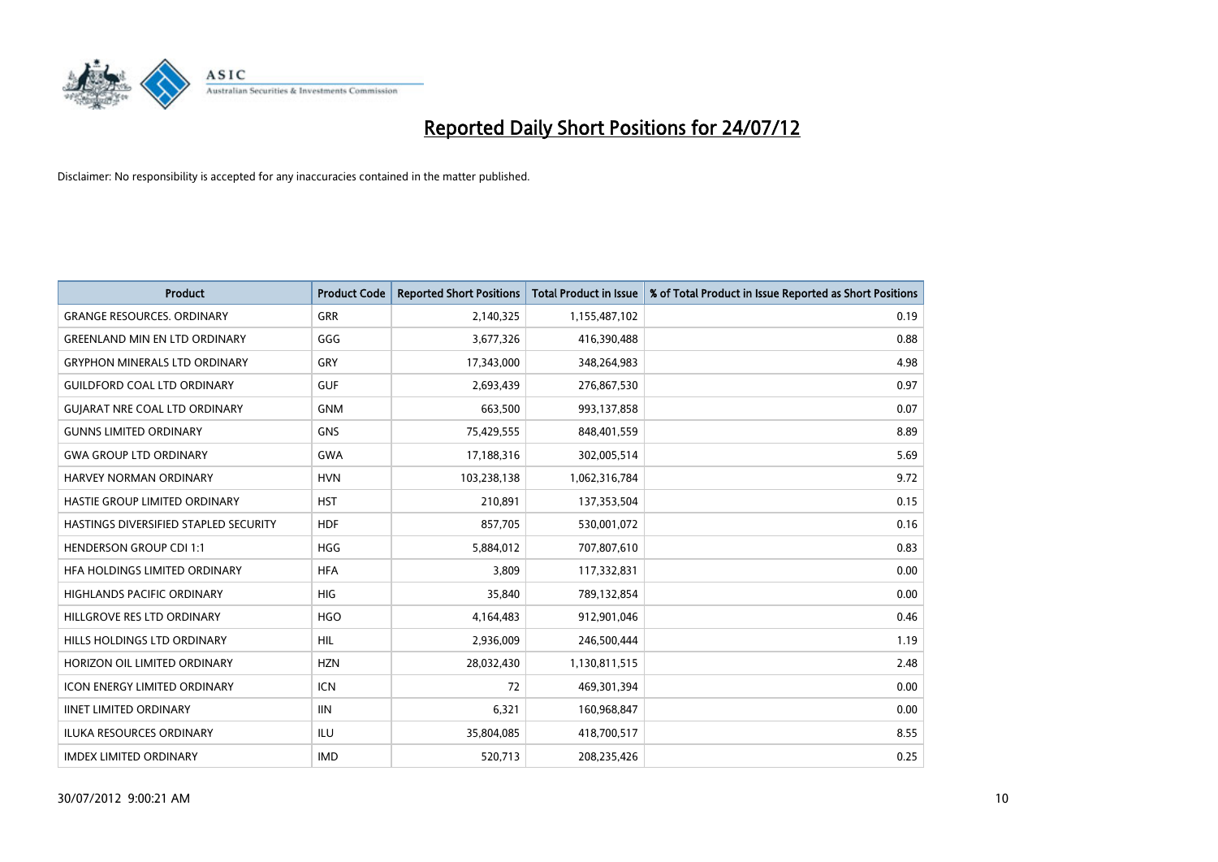# Reported Daily Short Positions for 24/07/12

Disclaimer: No responsibility is accepted for any inaccuracies contained in the matter published.

| Product | Product Code | Reported Short Positions | Total Product in Issue | % of Total Product in Issue Reported as Short Positions |
|---|---|---|---|---|
| GRANGE RESOURCES. ORDINARY | GRR | 2,140,325 | 1,155,487,102 | 0.19 |
| GREENLAND MIN EN LTD ORDINARY | GGG | 3,677,326 | 416,390,488 | 0.88 |
| GRYPHON MINERALS LTD ORDINARY | GRY | 17,343,000 | 348,264,983 | 4.98 |
| GUILDFORD COAL LTD ORDINARY | GUF | 2,693,439 | 276,867,530 | 0.97 |
| GUJARAT NRE COAL LTD ORDINARY | GNM | 663,500 | 993,137,858 | 0.07 |
| GUNNS LIMITED ORDINARY | GNS | 75,429,555 | 848,401,559 | 8.89 |
| GWA GROUP LTD ORDINARY | GWA | 17,188,316 | 302,005,514 | 5.69 |
| HARVEY NORMAN ORDINARY | HVN | 103,238,138 | 1,062,316,784 | 9.72 |
| HASTIE GROUP LIMITED ORDINARY | HST | 210,891 | 137,353,504 | 0.15 |
| HASTINGS DIVERSIFIED STAPLED SECURITY | HDF | 857,705 | 530,001,072 | 0.16 |
| HENDERSON GROUP CDI 1:1 | HGG | 5,884,012 | 707,807,610 | 0.83 |
| HFA HOLDINGS LIMITED ORDINARY | HFA | 3,809 | 117,332,831 | 0.00 |
| HIGHLANDS PACIFIC ORDINARY | HIG | 35,840 | 789,132,854 | 0.00 |
| HILLGROVE RES LTD ORDINARY | HGO | 4,164,483 | 912,901,046 | 0.46 |
| HILLS HOLDINGS LTD ORDINARY | HIL | 2,936,009 | 246,500,444 | 1.19 |
| HORIZON OIL LIMITED ORDINARY | HZN | 28,032,430 | 1,130,811,515 | 2.48 |
| ICON ENERGY LIMITED ORDINARY | ICN | 72 | 469,301,394 | 0.00 |
| IINET LIMITED ORDINARY | IIN | 6,321 | 160,968,847 | 0.00 |
| ILUKA RESOURCES ORDINARY | ILU | 35,804,085 | 418,700,517 | 8.55 |
| IMDEX LIMITED ORDINARY | IMD | 520,713 | 208,235,426 | 0.25 |

30/07/2012 9:00:21 AM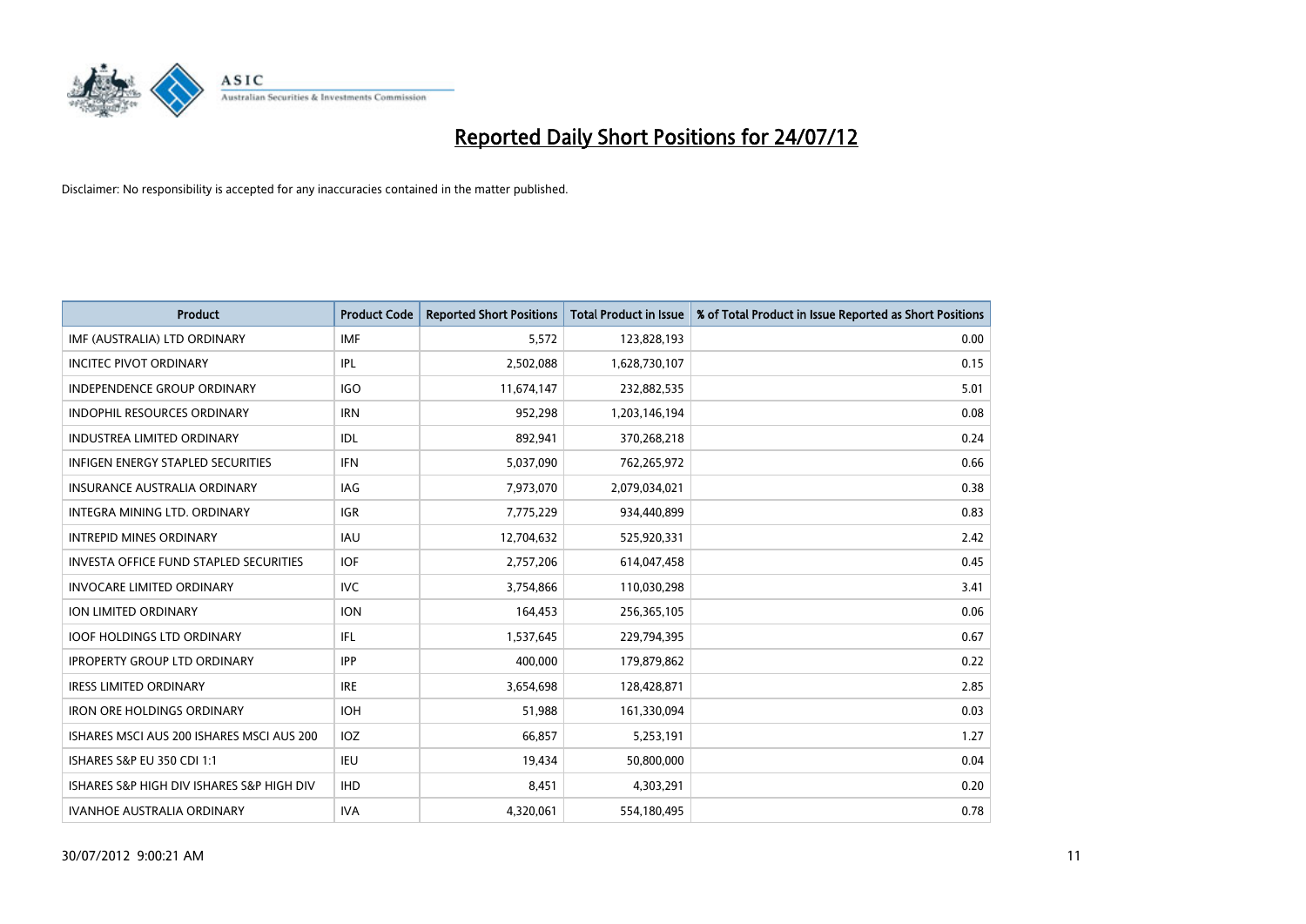# Reported Daily Short Positions for 24/07/12

Disclaimer: No responsibility is accepted for any inaccuracies contained in the matter published.

| Product | Product Code | Reported Short Positions | Total Product in Issue | % of Total Product in Issue Reported as Short Positions |
|---|---|---|---|---|
| IMF (AUSTRALIA) LTD ORDINARY | IMF | 5,572 | 123,828,193 | 0.00 |
| INCITEC PIVOT ORDINARY | IPL | 2,502,088 | 1,628,730,107 | 0.15 |
| INDEPENDENCE GROUP ORDINARY | IGO | 11,674,147 | 232,882,535 | 5.01 |
| INDOPHIL RESOURCES ORDINARY | IRN | 952,298 | 1,203,146,194 | 0.08 |
| INDUSTREA LIMITED ORDINARY | IDL | 892,941 | 370,268,218 | 0.24 |
| INFIGEN ENERGY STAPLED SECURITIES | IFN | 5,037,090 | 762,265,972 | 0.66 |
| INSURANCE AUSTRALIA ORDINARY | IAG | 7,973,070 | 2,079,034,021 | 0.38 |
| INTEGRA MINING LTD. ORDINARY | IGR | 7,775,229 | 934,440,899 | 0.83 |
| INTREPID MINES ORDINARY | IAU | 12,704,632 | 525,920,331 | 2.42 |
| INVESTA OFFICE FUND STAPLED SECURITIES | IOF | 2,757,206 | 614,047,458 | 0.45 |
| INVOCARE LIMITED ORDINARY | IVC | 3,754,866 | 110,030,298 | 3.41 |
| ION LIMITED ORDINARY | ION | 164,453 | 256,365,105 | 0.06 |
| IOOF HOLDINGS LTD ORDINARY | IFL | 1,537,645 | 229,794,395 | 0.67 |
| IPROPERTY GROUP LTD ORDINARY | IPP | 400,000 | 179,879,862 | 0.22 |
| IRESS LIMITED ORDINARY | IRE | 3,654,698 | 128,428,871 | 2.85 |
| IRON ORE HOLDINGS ORDINARY | IOH | 51,988 | 161,330,094 | 0.03 |
| ISHARES MSCI AUS 200 ISHARES MSCI AUS 200 | IOZ | 66,857 | 5,253,191 | 1.27 |
| ISHARES S&P EU 350 CDI 1:1 | IEU | 19,434 | 50,800,000 | 0.04 |
| ISHARES S&P HIGH DIV ISHARES S&P HIGH DIV | IHD | 8,451 | 4,303,291 | 0.20 |
| IVANHOE AUSTRALIA ORDINARY | IVA | 4,320,061 | 554,180,495 | 0.78 |

30/07/2012 9:00:21 AM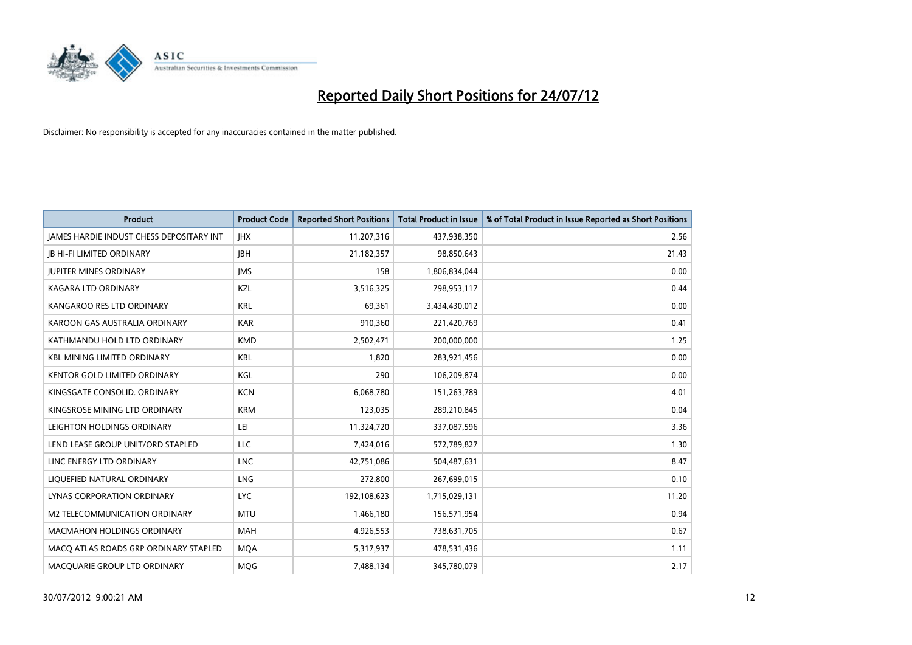# Reported Daily Short Positions for 24/07/12

Disclaimer: No responsibility is accepted for any inaccuracies contained in the matter published.

| Product | Product Code | Reported Short Positions | Total Product in Issue | % of Total Product in Issue Reported as Short Positions |
|---|---|---|---|---|
| JAMES HARDIE INDUST CHESS DEPOSITARY INT | JHX | 11,207,316 | 437,938,350 | 2.56 |
| JB HI-FI LIMITED ORDINARY | JBH | 21,182,357 | 98,850,643 | 21.43 |
| JUPITER MINES ORDINARY | JMS | 158 | 1,806,834,044 | 0.00 |
| KAGARA LTD ORDINARY | KZL | 3,516,325 | 798,953,117 | 0.44 |
| KANGAROO RES LTD ORDINARY | KRL | 69,361 | 3,434,430,012 | 0.00 |
| KAROON GAS AUSTRALIA ORDINARY | KAR | 910,360 | 221,420,769 | 0.41 |
| KATHMANDU HOLD LTD ORDINARY | KMD | 2,502,471 | 200,000,000 | 1.25 |
| KBL MINING LIMITED ORDINARY | KBL | 1,820 | 283,921,456 | 0.00 |
| KENTOR GOLD LIMITED ORDINARY | KGL | 290 | 106,209,874 | 0.00 |
| KINGSGATE CONSOLID. ORDINARY | KCN | 6,068,780 | 151,263,789 | 4.01 |
| KINGSROSE MINING LTD ORDINARY | KRM | 123,035 | 289,210,845 | 0.04 |
| LEIGHTON HOLDINGS ORDINARY | LEI | 11,324,720 | 337,087,596 | 3.36 |
| LEND LEASE GROUP UNIT/ORD STAPLED | LLC | 7,424,016 | 572,789,827 | 1.30 |
| LINC ENERGY LTD ORDINARY | LNC | 42,751,086 | 504,487,631 | 8.47 |
| LIQUEFIED NATURAL ORDINARY | LNG | 272,800 | 267,699,015 | 0.10 |
| LYNAS CORPORATION ORDINARY | LYC | 192,108,623 | 1,715,029,131 | 11.20 |
| M2 TELECOMMUNICATION ORDINARY | MTU | 1,466,180 | 156,571,954 | 0.94 |
| MACMAHON HOLDINGS ORDINARY | MAH | 4,926,553 | 738,631,705 | 0.67 |
| MACQ ATLAS ROADS GRP ORDINARY STAPLED | MQA | 5,317,937 | 478,531,436 | 1.11 |
| MACQUARIE GROUP LTD ORDINARY | MQG | 7,488,134 | 345,780,079 | 2.17 |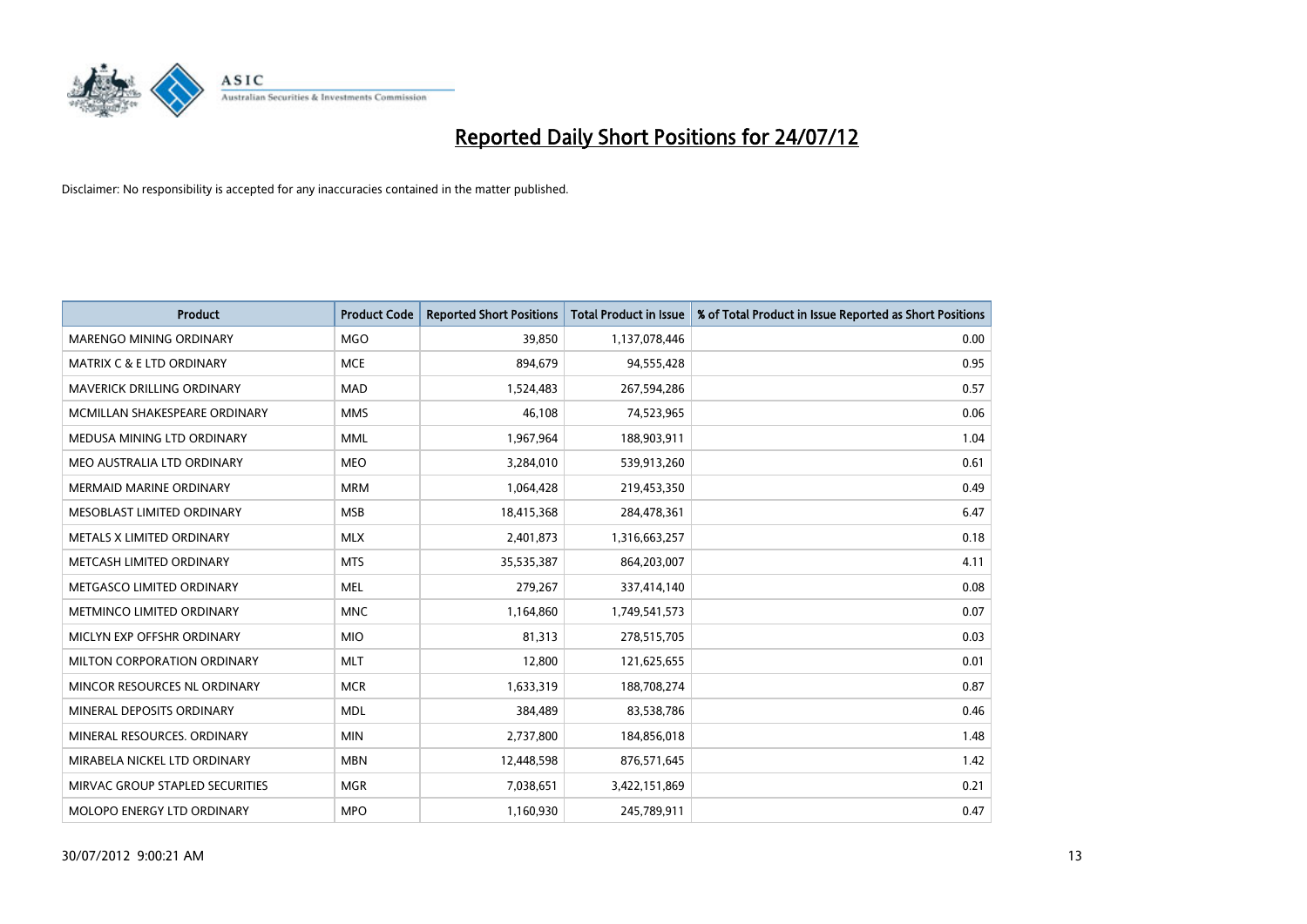# Reported Daily Short Positions for 24/07/12

Disclaimer: No responsibility is accepted for any inaccuracies contained in the matter published.

| Product | Product Code | Reported Short Positions | Total Product in Issue | % of Total Product in Issue Reported as Short Positions |
|---|---|---|---|---|
| MARENGO MINING ORDINARY | MGO | 39,850 | 1,137,078,446 | 0.00 |
| MATRIX C & E LTD ORDINARY | MCE | 894,679 | 94,555,428 | 0.95 |
| MAVERICK DRILLING ORDINARY | MAD | 1,524,483 | 267,594,286 | 0.57 |
| MCMILLAN SHAKESPEARE ORDINARY | MMS | 46,108 | 74,523,965 | 0.06 |
| MEDUSA MINING LTD ORDINARY | MML | 1,967,964 | 188,903,911 | 1.04 |
| MEO AUSTRALIA LTD ORDINARY | MEO | 3,284,010 | 539,913,260 | 0.61 |
| MERMAID MARINE ORDINARY | MRM | 1,064,428 | 219,453,350 | 0.49 |
| MESOBLAST LIMITED ORDINARY | MSB | 18,415,368 | 284,478,361 | 6.47 |
| METALS X LIMITED ORDINARY | MLX | 2,401,873 | 1,316,663,257 | 0.18 |
| METCASH LIMITED ORDINARY | MTS | 35,535,387 | 864,203,007 | 4.11 |
| METGASCO LIMITED ORDINARY | MEL | 279,267 | 337,414,140 | 0.08 |
| METMINCO LIMITED ORDINARY | MNC | 1,164,860 | 1,749,541,573 | 0.07 |
| MICLYN EXP OFFSHR ORDINARY | MIO | 81,313 | 278,515,705 | 0.03 |
| MILTON CORPORATION ORDINARY | MLT | 12,800 | 121,625,655 | 0.01 |
| MINCOR RESOURCES NL ORDINARY | MCR | 1,633,319 | 188,708,274 | 0.87 |
| MINERAL DEPOSITS ORDINARY | MDL | 384,489 | 83,538,786 | 0.46 |
| MINERAL RESOURCES. ORDINARY | MIN | 2,737,800 | 184,856,018 | 1.48 |
| MIRABELA NICKEL LTD ORDINARY | MBN | 12,448,598 | 876,571,645 | 1.42 |
| MIRVAC GROUP STAPLED SECURITIES | MGR | 7,038,651 | 3,422,151,869 | 0.21 |
| MOLOPO ENERGY LTD ORDINARY | MPO | 1,160,930 | 245,789,911 | 0.47 |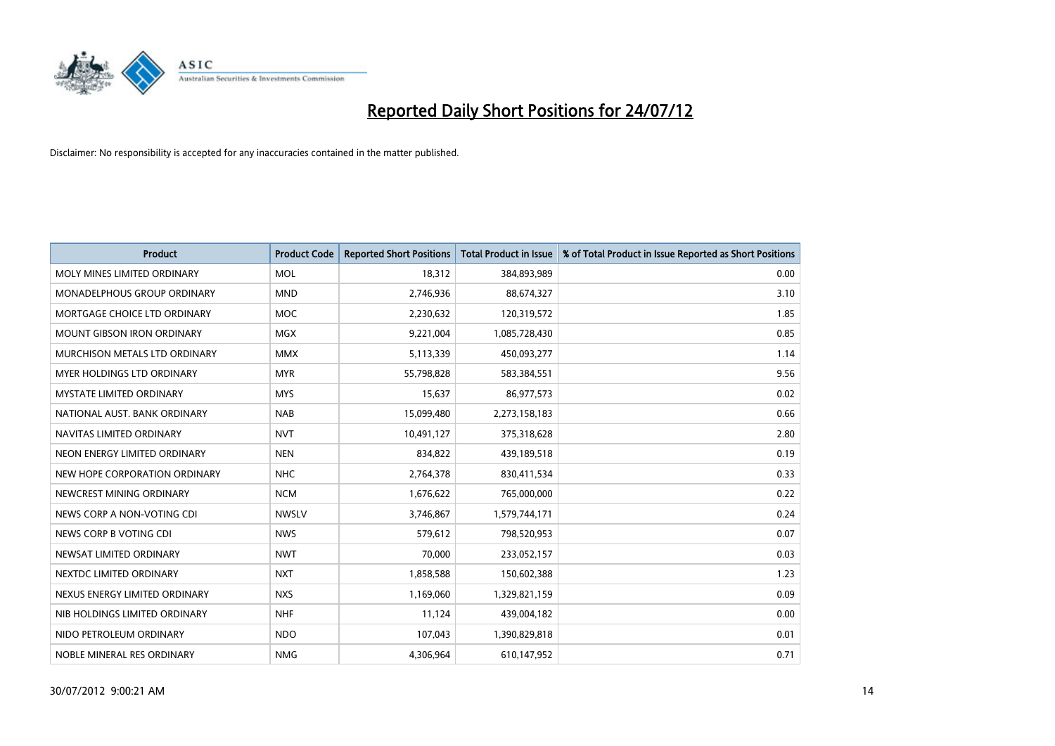# Reported Daily Short Positions for 24/07/12

Disclaimer: No responsibility is accepted for any inaccuracies contained in the matter published.

| Product | Product Code | Reported Short Positions | Total Product in Issue | % of Total Product in Issue Reported as Short Positions |
|---|---|---|---|---|
| MOLY MINES LIMITED ORDINARY | MOL | 18,312 | 384,893,989 | 0.00 |
| MONADELPHOUS GROUP ORDINARY | MND | 2,746,936 | 88,674,327 | 3.10 |
| MORTGAGE CHOICE LTD ORDINARY | MOC | 2,230,632 | 120,319,572 | 1.85 |
| MOUNT GIBSON IRON ORDINARY | MGX | 9,221,004 | 1,085,728,430 | 0.85 |
| MURCHISON METALS LTD ORDINARY | MMX | 5,113,339 | 450,093,277 | 1.14 |
| MYER HOLDINGS LTD ORDINARY | MYR | 55,798,828 | 583,384,551 | 9.56 |
| MYSTATE LIMITED ORDINARY | MYS | 15,637 | 86,977,573 | 0.02 |
| NATIONAL AUST. BANK ORDINARY | NAB | 15,099,480 | 2,273,158,183 | 0.66 |
| NAVITAS LIMITED ORDINARY | NVT | 10,491,127 | 375,318,628 | 2.80 |
| NEON ENERGY LIMITED ORDINARY | NEN | 834,822 | 439,189,518 | 0.19 |
| NEW HOPE CORPORATION ORDINARY | NHC | 2,764,378 | 830,411,534 | 0.33 |
| NEWCREST MINING ORDINARY | NCM | 1,676,622 | 765,000,000 | 0.22 |
| NEWS CORP A NON-VOTING CDI | NWSLV | 3,746,867 | 1,579,744,171 | 0.24 |
| NEWS CORP B VOTING CDI | NWS | 579,612 | 798,520,953 | 0.07 |
| NEWSAT LIMITED ORDINARY | NWT | 70,000 | 233,052,157 | 0.03 |
| NEXTDC LIMITED ORDINARY | NXT | 1,858,588 | 150,602,388 | 1.23 |
| NEXUS ENERGY LIMITED ORDINARY | NXS | 1,169,060 | 1,329,821,159 | 0.09 |
| NIB HOLDINGS LIMITED ORDINARY | NHF | 11,124 | 439,004,182 | 0.00 |
| NIDO PETROLEUM ORDINARY | NDO | 107,043 | 1,390,829,818 | 0.01 |
| NOBLE MINERAL RES ORDINARY | NMG | 4,306,964 | 610,147,952 | 0.71 |

30/07/2012 9:00:21 AM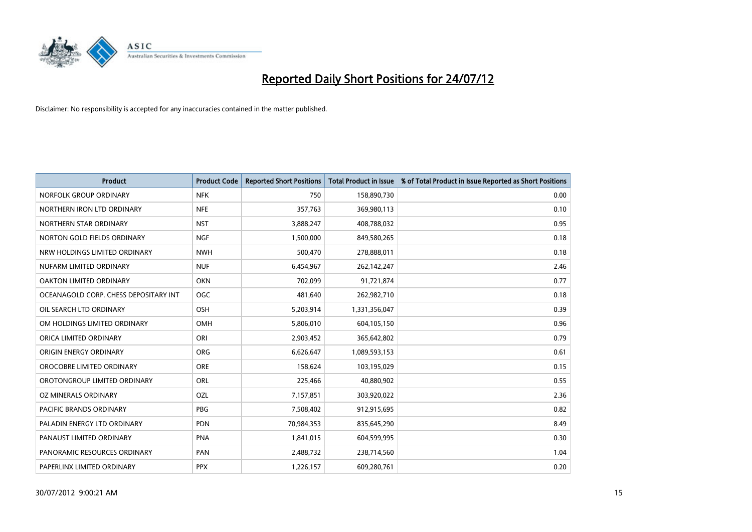# Reported Daily Short Positions for 24/07/12

Disclaimer: No responsibility is accepted for any inaccuracies contained in the matter published.

| Product | Product Code | Reported Short Positions | Total Product in Issue | % of Total Product in Issue Reported as Short Positions |
| --- | --- | --- | --- | --- |
| NORFOLK GROUP ORDINARY | NFK | 750 | 158,890,730 | 0.00 |
| NORTHERN IRON LTD ORDINARY | NFE | 357,763 | 369,980,113 | 0.10 |
| NORTHERN STAR ORDINARY | NST | 3,888,247 | 408,788,032 | 0.95 |
| NORTON GOLD FIELDS ORDINARY | NGF | 1,500,000 | 849,580,265 | 0.18 |
| NRW HOLDINGS LIMITED ORDINARY | NWH | 500,470 | 278,888,011 | 0.18 |
| NUFARM LIMITED ORDINARY | NUF | 6,454,967 | 262,142,247 | 2.46 |
| OAKTON LIMITED ORDINARY | OKN | 702,099 | 91,721,874 | 0.77 |
| OCEANAGOLD CORP. CHESS DEPOSITARY INT | OGC | 481,640 | 262,982,710 | 0.18 |
| OIL SEARCH LTD ORDINARY | OSH | 5,203,914 | 1,331,356,047 | 0.39 |
| OM HOLDINGS LIMITED ORDINARY | OMH | 5,806,010 | 604,105,150 | 0.96 |
| ORICA LIMITED ORDINARY | ORI | 2,903,452 | 365,642,802 | 0.79 |
| ORIGIN ENERGY ORDINARY | ORG | 6,626,647 | 1,089,593,153 | 0.61 |
| OROCOBRE LIMITED ORDINARY | ORE | 158,624 | 103,195,029 | 0.15 |
| OROTONGROUP LIMITED ORDINARY | ORL | 225,466 | 40,880,902 | 0.55 |
| OZ MINERALS ORDINARY | OZL | 7,157,851 | 303,920,022 | 2.36 |
| PACIFIC BRANDS ORDINARY | PBG | 7,508,402 | 912,915,695 | 0.82 |
| PALADIN ENERGY LTD ORDINARY | PDN | 70,984,353 | 835,645,290 | 8.49 |
| PANAUST LIMITED ORDINARY | PNA | 1,841,015 | 604,599,995 | 0.30 |
| PANORAMIC RESOURCES ORDINARY | PAN | 2,488,732 | 238,714,560 | 1.04 |
| PAPERLINX LIMITED ORDINARY | PPX | 1,226,157 | 609,280,761 | 0.20 |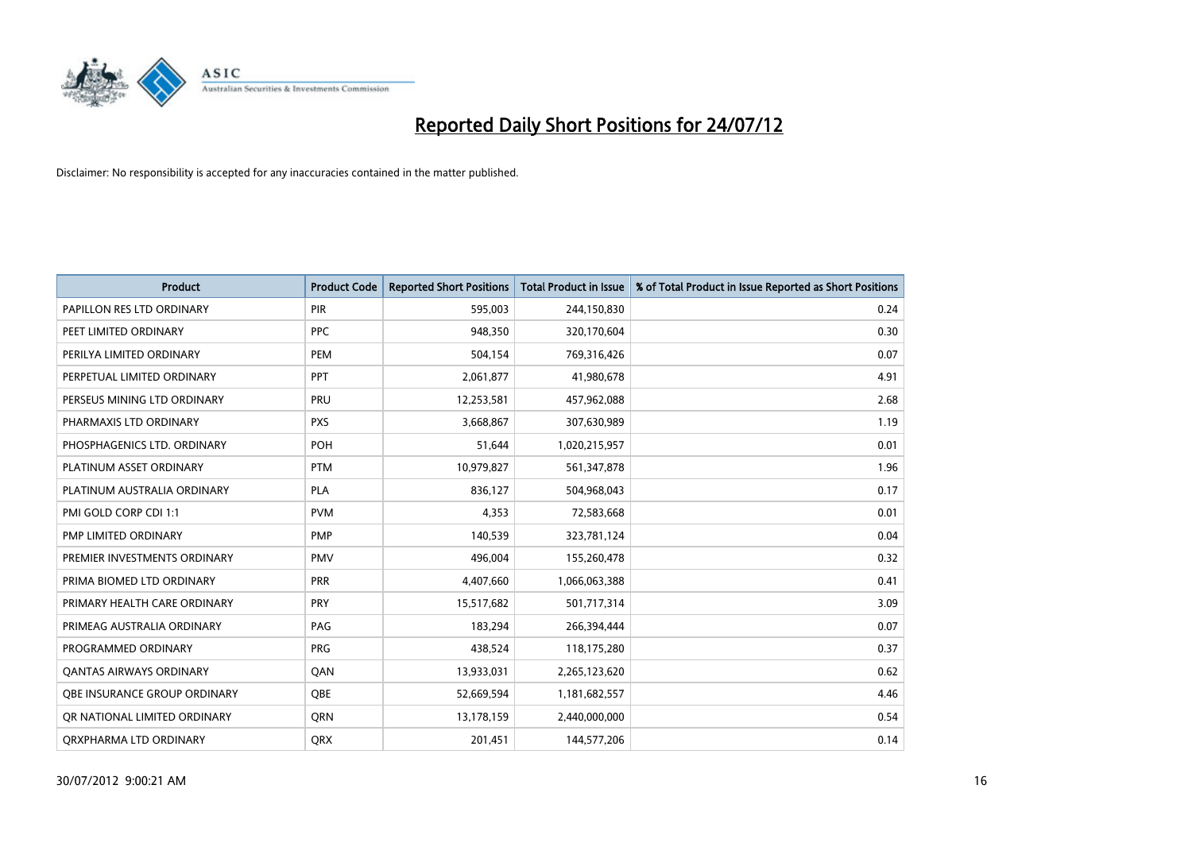# Reported Daily Short Positions for 24/07/12

Disclaimer: No responsibility is accepted for any inaccuracies contained in the matter published.

| Product | Product Code | Reported Short Positions | Total Product in Issue | % of Total Product in Issue Reported as Short Positions |
| --- | --- | --- | --- | --- |
| PAPILLON RES LTD ORDINARY | PIR | 595,003 | 244,150,830 | 0.24 |
| PEET LIMITED ORDINARY | PPC | 948,350 | 320,170,604 | 0.30 |
| PERILYA LIMITED ORDINARY | PEM | 504,154 | 769,316,426 | 0.07 |
| PERPETUAL LIMITED ORDINARY | PPT | 2,061,877 | 41,980,678 | 4.91 |
| PERSEUS MINING LTD ORDINARY | PRU | 12,253,581 | 457,962,088 | 2.68 |
| PHARMAXIS LTD ORDINARY | PXS | 3,668,867 | 307,630,989 | 1.19 |
| PHOSPHAGENICS LTD. ORDINARY | POH | 51,644 | 1,020,215,957 | 0.01 |
| PLATINUM ASSET ORDINARY | PTM | 10,979,827 | 561,347,878 | 1.96 |
| PLATINUM AUSTRALIA ORDINARY | PLA | 836,127 | 504,968,043 | 0.17 |
| PMI GOLD CORP CDI 1:1 | PVM | 4,353 | 72,583,668 | 0.01 |
| PMP LIMITED ORDINARY | PMP | 140,539 | 323,781,124 | 0.04 |
| PREMIER INVESTMENTS ORDINARY | PMV | 496,004 | 155,260,478 | 0.32 |
| PRIMA BIOMED LTD ORDINARY | PRR | 4,407,660 | 1,066,063,388 | 0.41 |
| PRIMARY HEALTH CARE ORDINARY | PRY | 15,517,682 | 501,717,314 | 3.09 |
| PRIMEAG AUSTRALIA ORDINARY | PAG | 183,294 | 266,394,444 | 0.07 |
| PROGRAMMED ORDINARY | PRG | 438,524 | 118,175,280 | 0.37 |
| QANTAS AIRWAYS ORDINARY | QAN | 13,933,031 | 2,265,123,620 | 0.62 |
| QBE INSURANCE GROUP ORDINARY | QBE | 52,669,594 | 1,181,682,557 | 4.46 |
| QR NATIONAL LIMITED ORDINARY | QRN | 13,178,159 | 2,440,000,000 | 0.54 |
| QRXPHARMA LTD ORDINARY | QRX | 201,451 | 144,577,206 | 0.14 |

30/07/2012 9:00:21 AM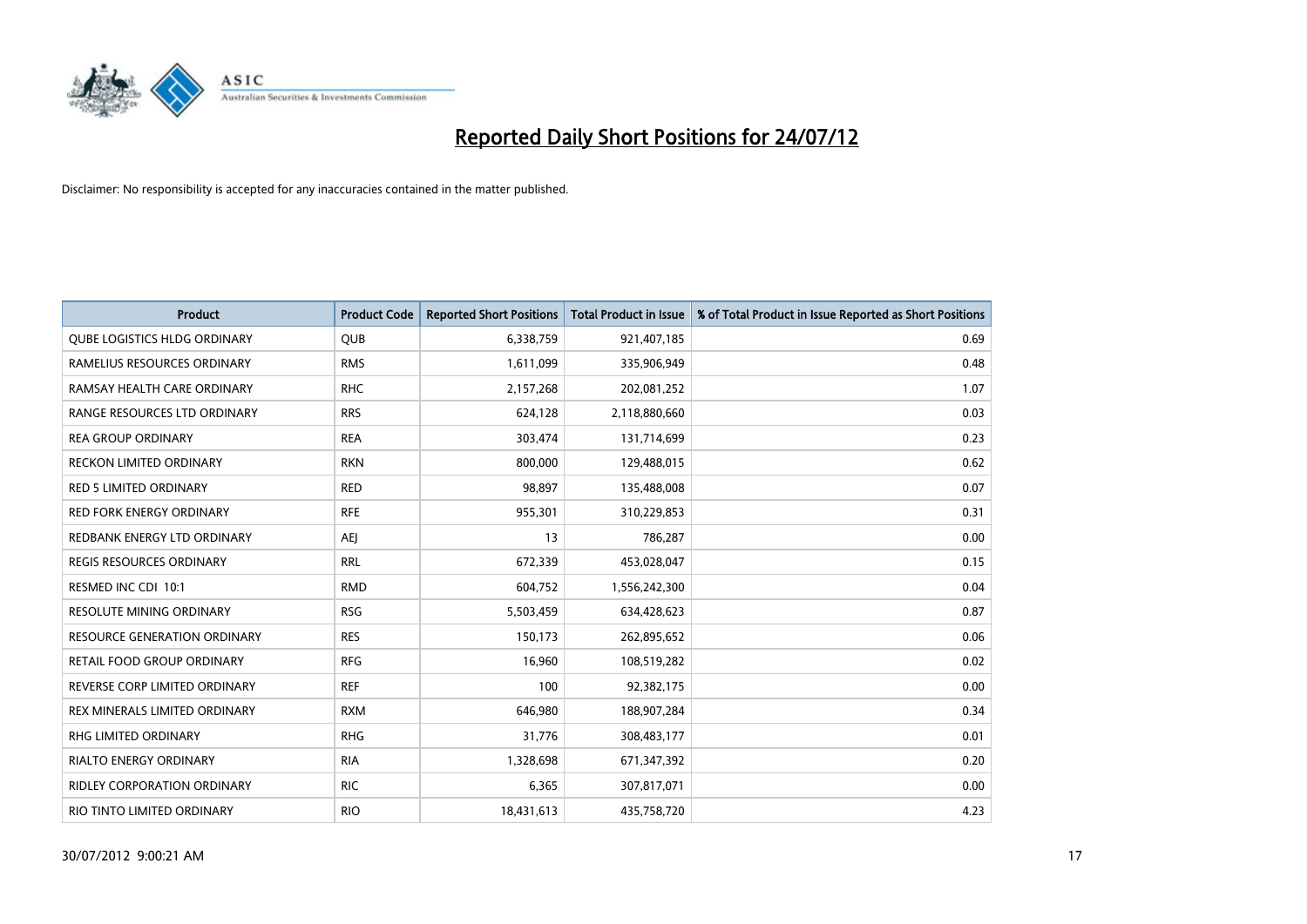# Reported Daily Short Positions for 24/07/12

Disclaimer: No responsibility is accepted for any inaccuracies contained in the matter published.

| Product | Product Code | Reported Short Positions | Total Product in Issue | % of Total Product in Issue Reported as Short Positions |
|---|---|---|---|---|
| QUBE LOGISTICS HLDG ORDINARY | QUB | 6,338,759 | 921,407,185 | 0.69 |
| RAMELIUS RESOURCES ORDINARY | RMS | 1,611,099 | 335,906,949 | 0.48 |
| RAMSAY HEALTH CARE ORDINARY | RHC | 2,157,268 | 202,081,252 | 1.07 |
| RANGE RESOURCES LTD ORDINARY | RRS | 624,128 | 2,118,880,660 | 0.03 |
| REA GROUP ORDINARY | REA | 303,474 | 131,714,699 | 0.23 |
| RECKON LIMITED ORDINARY | RKN | 800,000 | 129,488,015 | 0.62 |
| RED 5 LIMITED ORDINARY | RED | 98,897 | 135,488,008 | 0.07 |
| RED FORK ENERGY ORDINARY | RFE | 955,301 | 310,229,853 | 0.31 |
| REDBANK ENERGY LTD ORDINARY | AEJ | 13 | 786,287 | 0.00 |
| REGIS RESOURCES ORDINARY | RRL | 672,339 | 453,028,047 | 0.15 |
| RESMED INC CDI 10:1 | RMD | 604,752 | 1,556,242,300 | 0.04 |
| RESOLUTE MINING ORDINARY | RSG | 5,503,459 | 634,428,623 | 0.87 |
| RESOURCE GENERATION ORDINARY | RES | 150,173 | 262,895,652 | 0.06 |
| RETAIL FOOD GROUP ORDINARY | RFG | 16,960 | 108,519,282 | 0.02 |
| REVERSE CORP LIMITED ORDINARY | REF | 100 | 92,382,175 | 0.00 |
| REX MINERALS LIMITED ORDINARY | RXM | 646,980 | 188,907,284 | 0.34 |
| RHG LIMITED ORDINARY | RHG | 31,776 | 308,483,177 | 0.01 |
| RIALTO ENERGY ORDINARY | RIA | 1,328,698 | 671,347,392 | 0.20 |
| RIDLEY CORPORATION ORDINARY | RIC | 6,365 | 307,817,071 | 0.00 |
| RIO TINTO LIMITED ORDINARY | RIO | 18,431,613 | 435,758,720 | 4.23 |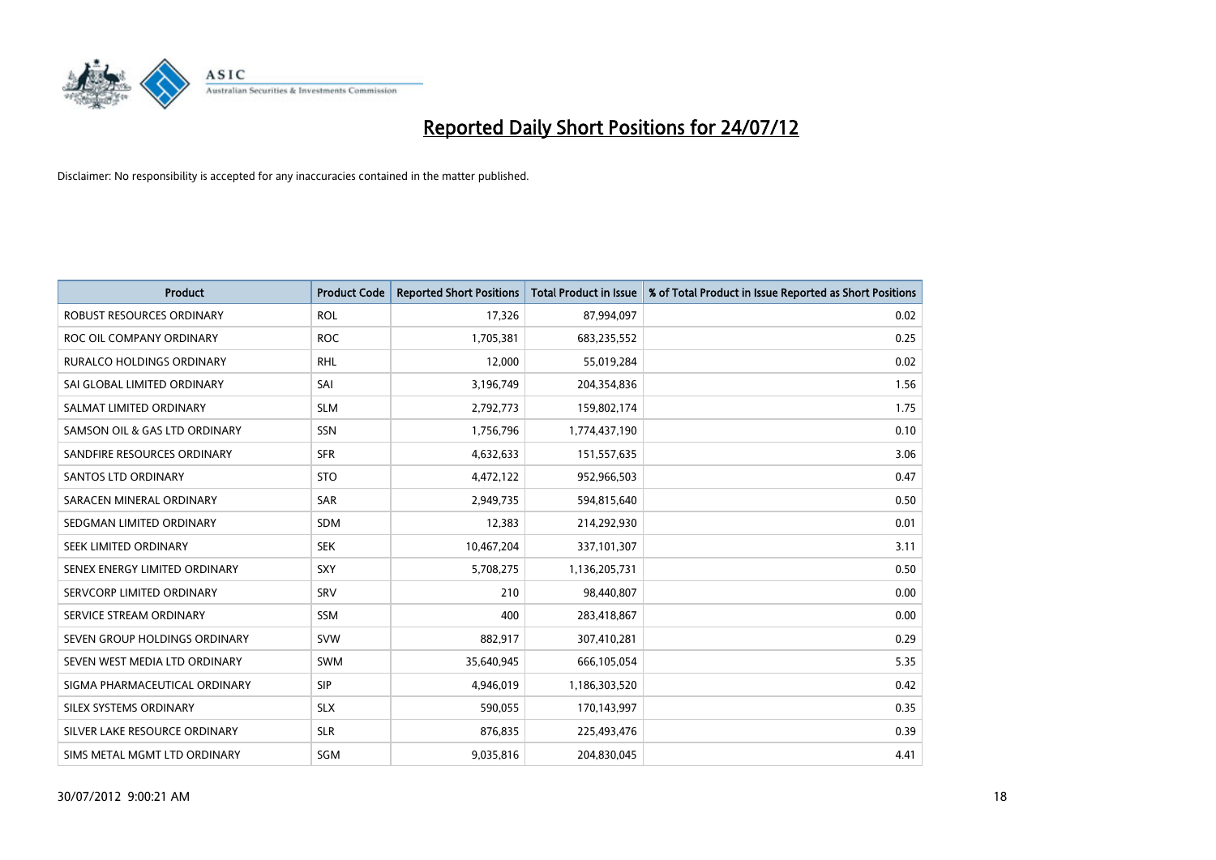# Reported Daily Short Positions for 24/07/12

Disclaimer: No responsibility is accepted for any inaccuracies contained in the matter published.

| Product | Product Code | Reported Short Positions | Total Product in Issue | % of Total Product in Issue Reported as Short Positions |
|---|---|---|---|---|
| ROBUST RESOURCES ORDINARY | ROL | 17,326 | 87,994,097 | 0.02 |
| ROC OIL COMPANY ORDINARY | ROC | 1,705,381 | 683,235,552 | 0.25 |
| RURALCO HOLDINGS ORDINARY | RHL | 12,000 | 55,019,284 | 0.02 |
| SAI GLOBAL LIMITED ORDINARY | SAI | 3,196,749 | 204,354,836 | 1.56 |
| SALMAT LIMITED ORDINARY | SLM | 2,792,773 | 159,802,174 | 1.75 |
| SAMSON OIL & GAS LTD ORDINARY | SSN | 1,756,796 | 1,774,437,190 | 0.10 |
| SANDFIRE RESOURCES ORDINARY | SFR | 4,632,633 | 151,557,635 | 3.06 |
| SANTOS LTD ORDINARY | STO | 4,472,122 | 952,966,503 | 0.47 |
| SARACEN MINERAL ORDINARY | SAR | 2,949,735 | 594,815,640 | 0.50 |
| SEDGMAN LIMITED ORDINARY | SDM | 12,383 | 214,292,930 | 0.01 |
| SEEK LIMITED ORDINARY | SEK | 10,467,204 | 337,101,307 | 3.11 |
| SENEX ENERGY LIMITED ORDINARY | SXY | 5,708,275 | 1,136,205,731 | 0.50 |
| SERVCORP LIMITED ORDINARY | SRV | 210 | 98,440,807 | 0.00 |
| SERVICE STREAM ORDINARY | SSM | 400 | 283,418,867 | 0.00 |
| SEVEN GROUP HOLDINGS ORDINARY | SVW | 882,917 | 307,410,281 | 0.29 |
| SEVEN WEST MEDIA LTD ORDINARY | SWM | 35,640,945 | 666,105,054 | 5.35 |
| SIGMA PHARMACEUTICAL ORDINARY | SIP | 4,946,019 | 1,186,303,520 | 0.42 |
| SILEX SYSTEMS ORDINARY | SLX | 590,055 | 170,143,997 | 0.35 |
| SILVER LAKE RESOURCE ORDINARY | SLR | 876,835 | 225,493,476 | 0.39 |
| SIMS METAL MGMT LTD ORDINARY | SGM | 9,035,816 | 204,830,045 | 4.41 |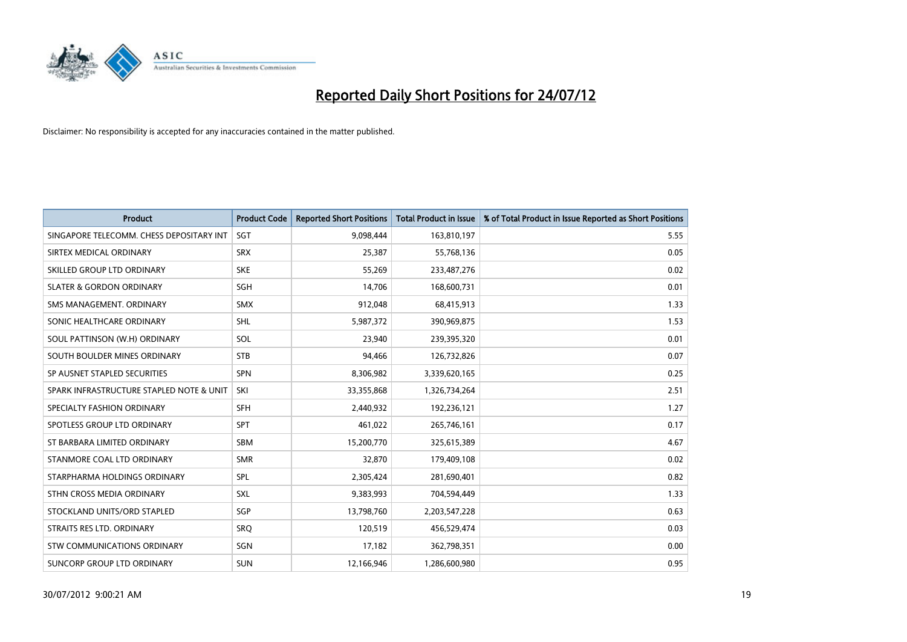# Reported Daily Short Positions for 24/07/12

Disclaimer: No responsibility is accepted for any inaccuracies contained in the matter published.

| Product | Product Code | Reported Short Positions | Total Product in Issue | % of Total Product in Issue Reported as Short Positions |
|---|---|---|---|---|
| SINGAPORE TELECOMM. CHESS DEPOSITARY INT | SGT | 9,098,444 | 163,810,197 | 5.55 |
| SIRTEX MEDICAL ORDINARY | SRX | 25,387 | 55,768,136 | 0.05 |
| SKILLED GROUP LTD ORDINARY | SKE | 55,269 | 233,487,276 | 0.02 |
| SLATER & GORDON ORDINARY | SGH | 14,706 | 168,600,731 | 0.01 |
| SMS MANAGEMENT. ORDINARY | SMX | 912,048 | 68,415,913 | 1.33 |
| SONIC HEALTHCARE ORDINARY | SHL | 5,987,372 | 390,969,875 | 1.53 |
| SOUL PATTINSON (W.H) ORDINARY | SOL | 23,940 | 239,395,320 | 0.01 |
| SOUTH BOULDER MINES ORDINARY | STB | 94,466 | 126,732,826 | 0.07 |
| SP AUSNET STAPLED SECURITIES | SPN | 8,306,982 | 3,339,620,165 | 0.25 |
| SPARK INFRASTRUCTURE STAPLED NOTE & UNIT | SKI | 33,355,868 | 1,326,734,264 | 2.51 |
| SPECIALTY FASHION ORDINARY | SFH | 2,440,932 | 192,236,121 | 1.27 |
| SPOTLESS GROUP LTD ORDINARY | SPT | 461,022 | 265,746,161 | 0.17 |
| ST BARBARA LIMITED ORDINARY | SBM | 15,200,770 | 325,615,389 | 4.67 |
| STANMORE COAL LTD ORDINARY | SMR | 32,870 | 179,409,108 | 0.02 |
| STARPHARMA HOLDINGS ORDINARY | SPL | 2,305,424 | 281,690,401 | 0.82 |
| STHN CROSS MEDIA ORDINARY | SXL | 9,383,993 | 704,594,449 | 1.33 |
| STOCKLAND UNITS/ORD STAPLED | SGP | 13,798,760 | 2,203,547,228 | 0.63 |
| STRAITS RES LTD. ORDINARY | SRQ | 120,519 | 456,529,474 | 0.03 |
| STW COMMUNICATIONS ORDINARY | SGN | 17,182 | 362,798,351 | 0.00 |
| SUNCORP GROUP LTD ORDINARY | SUN | 12,166,946 | 1,286,600,980 | 0.95 |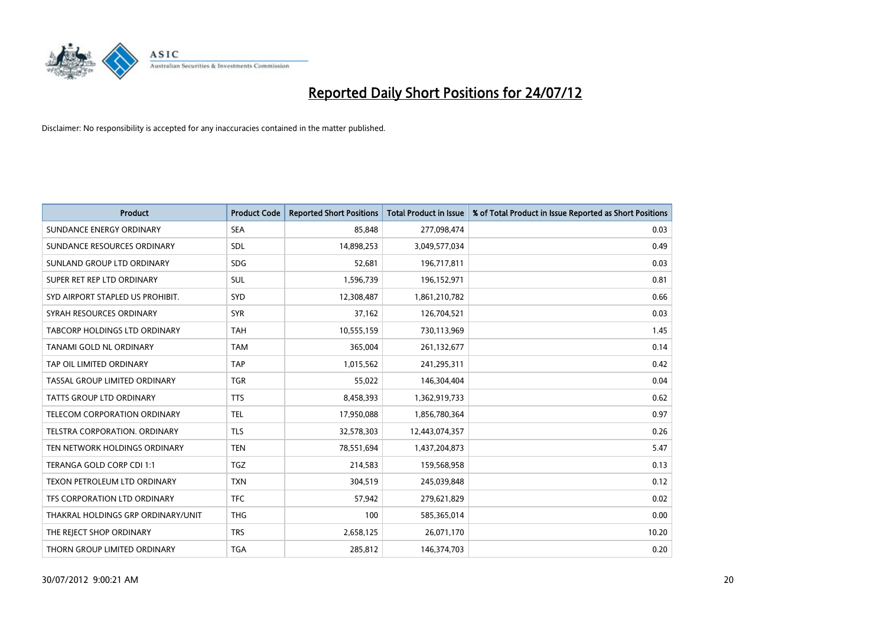# Reported Daily Short Positions for 24/07/12

Disclaimer: No responsibility is accepted for any inaccuracies contained in the matter published.

| Product | Product Code | Reported Short Positions | Total Product in Issue | % of Total Product in Issue Reported as Short Positions |
|---|---|---|---|---|
| SUNDANCE ENERGY ORDINARY | SEA | 85,848 | 277,098,474 | 0.03 |
| SUNDANCE RESOURCES ORDINARY | SDL | 14,898,253 | 3,049,577,034 | 0.49 |
| SUNLAND GROUP LTD ORDINARY | SDG | 52,681 | 196,717,811 | 0.03 |
| SUPER RET REP LTD ORDINARY | SUL | 1,596,739 | 196,152,971 | 0.81 |
| SYD AIRPORT STAPLED US PROHIBIT. | SYD | 12,308,487 | 1,861,210,782 | 0.66 |
| SYRAH RESOURCES ORDINARY | SYR | 37,162 | 126,704,521 | 0.03 |
| TABCORP HOLDINGS LTD ORDINARY | TAH | 10,555,159 | 730,113,969 | 1.45 |
| TANAMI GOLD NL ORDINARY | TAM | 365,004 | 261,132,677 | 0.14 |
| TAP OIL LIMITED ORDINARY | TAP | 1,015,562 | 241,295,311 | 0.42 |
| TASSAL GROUP LIMITED ORDINARY | TGR | 55,022 | 146,304,404 | 0.04 |
| TATTS GROUP LTD ORDINARY | TTS | 8,458,393 | 1,362,919,733 | 0.62 |
| TELECOM CORPORATION ORDINARY | TEL | 17,950,088 | 1,856,780,364 | 0.97 |
| TELSTRA CORPORATION. ORDINARY | TLS | 32,578,303 | 12,443,074,357 | 0.26 |
| TEN NETWORK HOLDINGS ORDINARY | TEN | 78,551,694 | 1,437,204,873 | 5.47 |
| TERANGA GOLD CORP CDI 1:1 | TGZ | 214,583 | 159,568,958 | 0.13 |
| TEXON PETROLEUM LTD ORDINARY | TXN | 304,519 | 245,039,848 | 0.12 |
| TFS CORPORATION LTD ORDINARY | TFC | 57,942 | 279,621,829 | 0.02 |
| THAKRAL HOLDINGS GRP ORDINARY/UNIT | THG | 100 | 585,365,014 | 0.00 |
| THE REJECT SHOP ORDINARY | TRS | 2,658,125 | 26,071,170 | 10.20 |
| THORN GROUP LIMITED ORDINARY | TGA | 285,812 | 146,374,703 | 0.20 |

30/07/2012 9:00:21 AM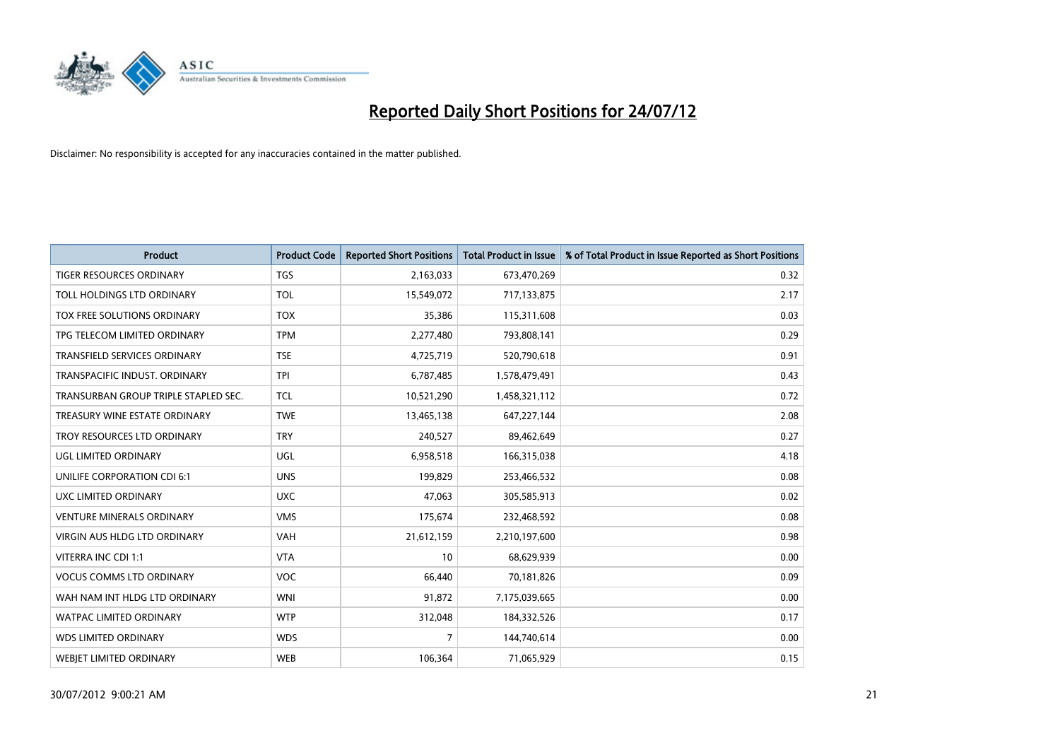# Reported Daily Short Positions for 24/07/12

Disclaimer: No responsibility is accepted for any inaccuracies contained in the matter published.

| Product | Product Code | Reported Short Positions | Total Product in Issue | % of Total Product in Issue Reported as Short Positions |
|---|---|---|---|---|
| TIGER RESOURCES ORDINARY | TGS | 2,163,033 | 673,470,269 | 0.32 |
| TOLL HOLDINGS LTD ORDINARY | TOL | 15,549,072 | 717,133,875 | 2.17 |
| TOX FREE SOLUTIONS ORDINARY | TOX | 35,386 | 115,311,608 | 0.03 |
| TPG TELECOM LIMITED ORDINARY | TPM | 2,277,480 | 793,808,141 | 0.29 |
| TRANSFIELD SERVICES ORDINARY | TSE | 4,725,719 | 520,790,618 | 0.91 |
| TRANSPACIFIC INDUST. ORDINARY | TPI | 6,787,485 | 1,578,479,491 | 0.43 |
| TRANSURBAN GROUP TRIPLE STAPLED SEC. | TCL | 10,521,290 | 1,458,321,112 | 0.72 |
| TREASURY WINE ESTATE ORDINARY | TWE | 13,465,138 | 647,227,144 | 2.08 |
| TROY RESOURCES LTD ORDINARY | TRY | 240,527 | 89,462,649 | 0.27 |
| UGL LIMITED ORDINARY | UGL | 6,958,518 | 166,315,038 | 4.18 |
| UNILIFE CORPORATION CDI 6:1 | UNS | 199,829 | 253,466,532 | 0.08 |
| UXC LIMITED ORDINARY | UXC | 47,063 | 305,585,913 | 0.02 |
| VENTURE MINERALS ORDINARY | VMS | 175,674 | 232,468,592 | 0.08 |
| VIRGIN AUS HLDG LTD ORDINARY | VAH | 21,612,159 | 2,210,197,600 | 0.98 |
| VITERRA INC CDI 1:1 | VTA | 10 | 68,629,939 | 0.00 |
| VOCUS COMMS LTD ORDINARY | VOC | 66,440 | 70,181,826 | 0.09 |
| WAH NAM INT HLDG LTD ORDINARY | WNI | 91,872 | 7,175,039,665 | 0.00 |
| WATPAC LIMITED ORDINARY | WTP | 312,048 | 184,332,526 | 0.17 |
| WDS LIMITED ORDINARY | WDS | 7 | 144,740,614 | 0.00 |
| WEBJET LIMITED ORDINARY | WEB | 106,364 | 71,065,929 | 0.15 |

30/07/2012 9:00:21 AM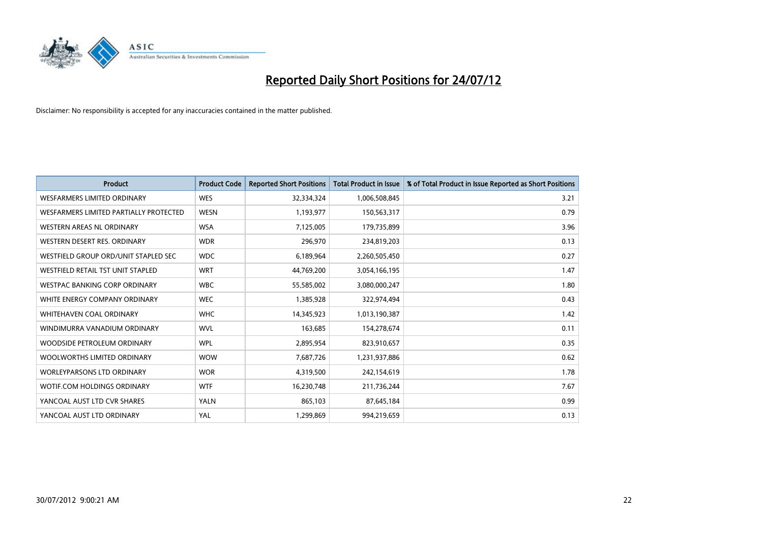# Reported Daily Short Positions for 24/07/12

Disclaimer: No responsibility is accepted for any inaccuracies contained in the matter published.

| Product | Product Code | Reported Short Positions | Total Product in Issue | % of Total Product in Issue Reported as Short Positions |
|---|---|---|---|---|
| WESFARMERS LIMITED ORDINARY | WES | 32,334,324 | 1,006,508,845 | 3.21 |
| WESFARMERS LIMITED PARTIALLY PROTECTED | WESN | 1,193,977 | 150,563,317 | 0.79 |
| WESTERN AREAS NL ORDINARY | WSA | 7,125,005 | 179,735,899 | 3.96 |
| WESTERN DESERT RES. ORDINARY | WDR | 296,970 | 234,819,203 | 0.13 |
| WESTFIELD GROUP ORD/UNIT STAPLED SEC | WDC | 6,189,964 | 2,260,505,450 | 0.27 |
| WESTFIELD RETAIL TST UNIT STAPLED | WRT | 44,769,200 | 3,054,166,195 | 1.47 |
| WESTPAC BANKING CORP ORDINARY | WBC | 55,585,002 | 3,080,000,247 | 1.80 |
| WHITE ENERGY COMPANY ORDINARY | WEC | 1,385,928 | 322,974,494 | 0.43 |
| WHITEHAVEN COAL ORDINARY | WHC | 14,345,923 | 1,013,190,387 | 1.42 |
| WINDIMURRA VANADIUM ORDINARY | WVL | 163,685 | 154,278,674 | 0.11 |
| WOODSIDE PETROLEUM ORDINARY | WPL | 2,895,954 | 823,910,657 | 0.35 |
| WOOLWORTHS LIMITED ORDINARY | WOW | 7,687,726 | 1,231,937,886 | 0.62 |
| WORLEYPARSONS LTD ORDINARY | WOR | 4,319,500 | 242,154,619 | 1.78 |
| WOTIF.COM HOLDINGS ORDINARY | WTF | 16,230,748 | 211,736,244 | 7.67 |
| YANCOAL AUST LTD CVR SHARES | YALN | 865,103 | 87,645,184 | 0.99 |
| YANCOAL AUST LTD ORDINARY | YAL | 1,299,869 | 994,219,659 | 0.13 |